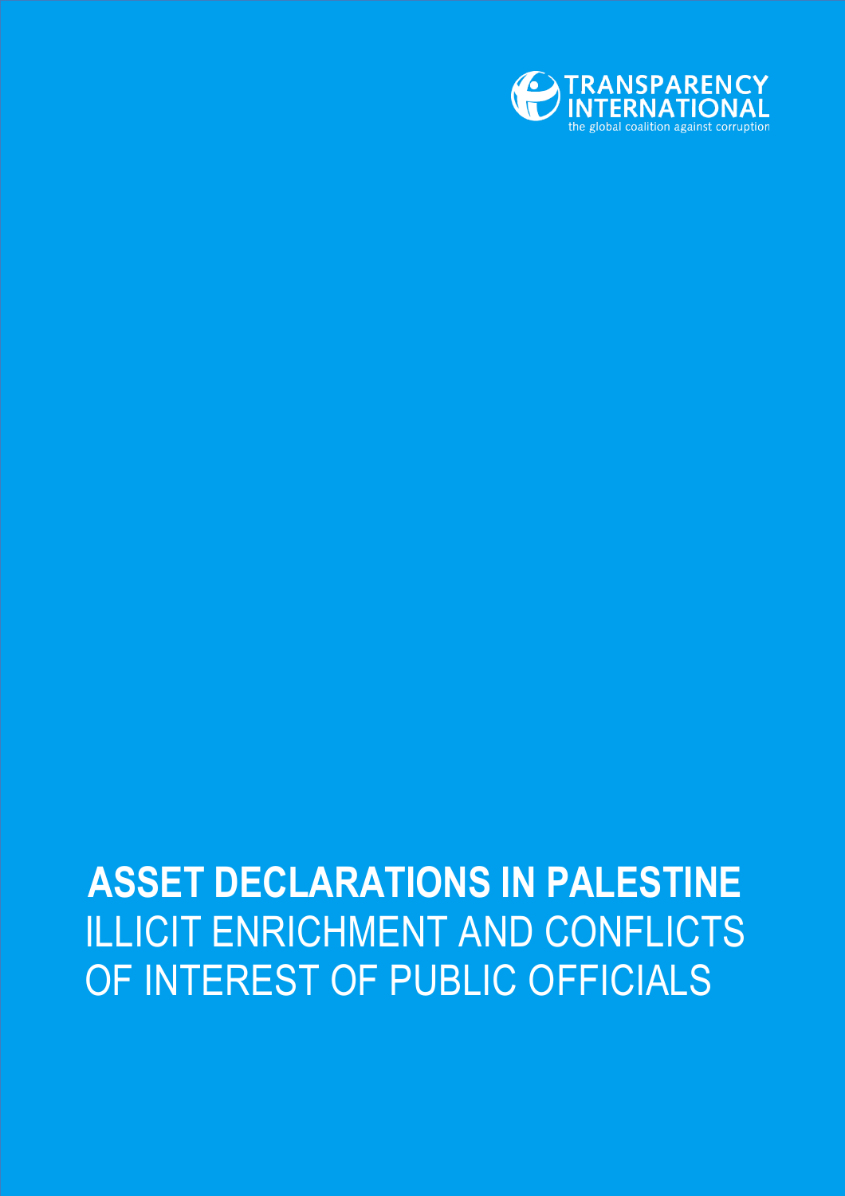TRANSPARENCY INTERNATIONAL

the global coalition against corruption

# ASSET DECLARATIONS IN PALESTINE

## ILLICIT ENRICHMENT AND CONFLICTS OF INTEREST OF PUBLIC OFFICIALS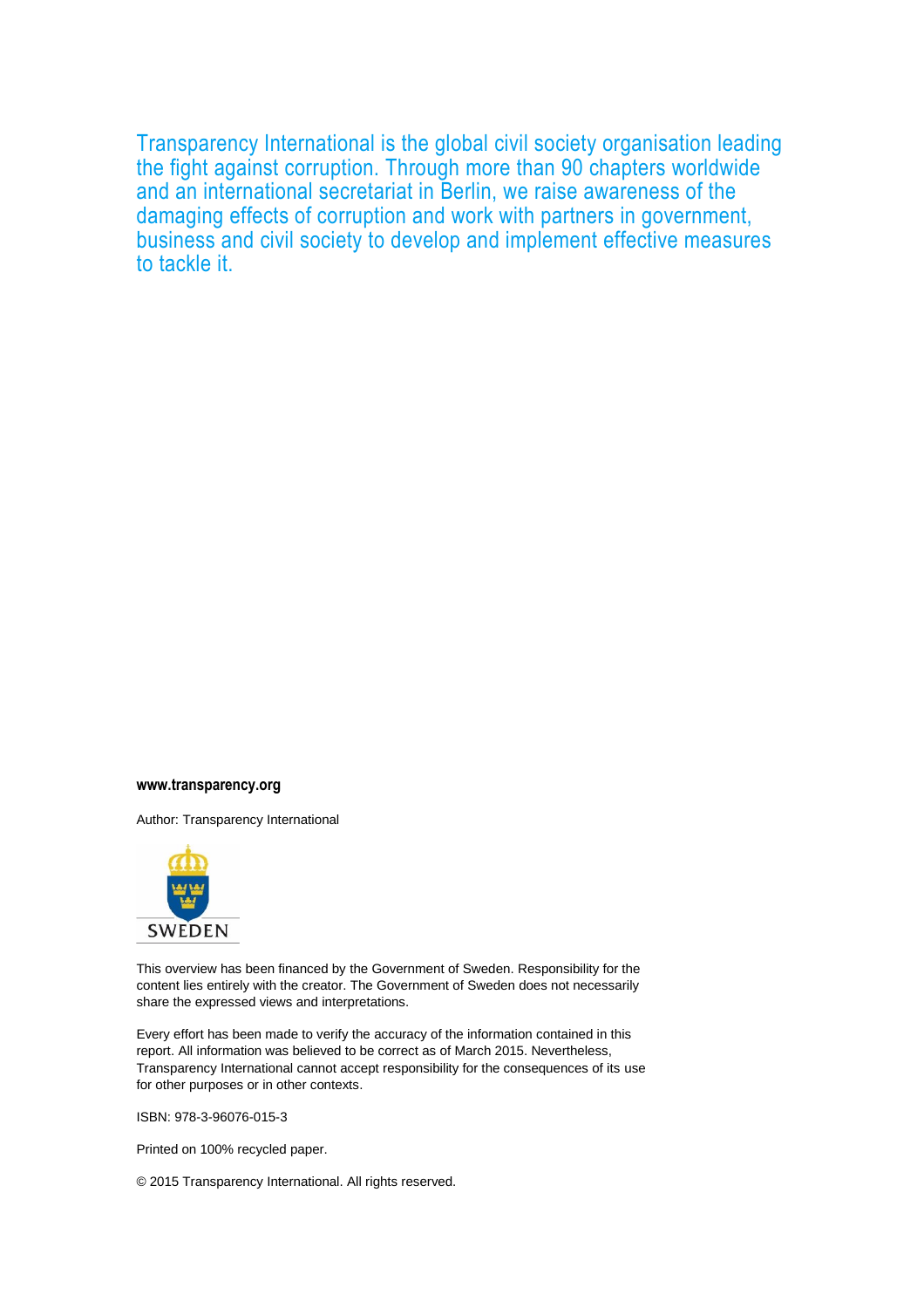Transparency International is the global civil society organisation leading the fight against corruption. Through more than 90 chapters worldwide and an international secretariat in Berlin, we raise awareness of the damaging effects of corruption and work with partners in government, business and civil society to develop and implement effective measures to tackle it.

**www.transparency.org**

Author: Transparency International

SWEDEN

This overview has been financed by the Government of Sweden. Responsibility for the content lies entirely with the creator. The Government of Sweden does not necessarily share the expressed views and interpretations.

Every effort has been made to verify the accuracy of the information contained in this report. All information was believed to be correct as of March 2015. Nevertheless, Transparency International cannot accept responsibility for the consequences of its use for other purposes or in other contexts.

ISBN: 978-3-96076-015-3

Printed on 100% recycled paper.

© 2015 Transparency International. All rights reserved.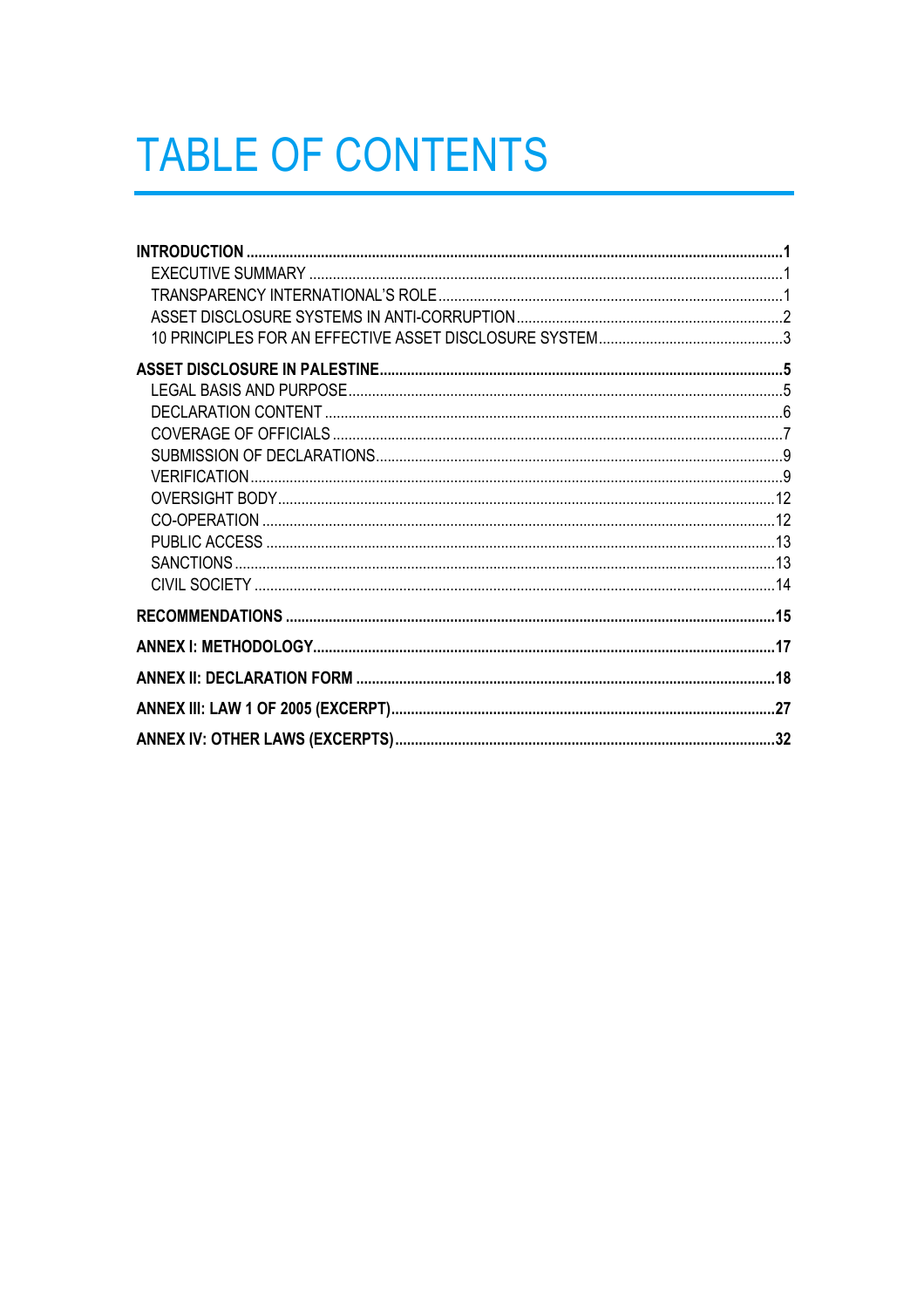# TABLE OF CONTENTS

**INTRODUCTION ....... 1**
- EXECUTIVE SUMMARY ....... 1
- TRANSPARENCY INTERNATIONAL'S ROLE ....... 1
- ASSET DISCLOSURE SYSTEMS IN ANTI-CORRUPTION ....... 2
- 10 PRINCIPLES FOR AN EFFECTIVE ASSET DISCLOSURE SYSTEM ....... 3

**ASSET DISCLOSURE IN PALESTINE ....... 5**
- LEGAL BASIS AND PURPOSE ....... 5
- DECLARATION CONTENT ....... 6
- COVERAGE OF OFFICIALS ....... 7
- SUBMISSION OF DECLARATIONS ....... 9
- VERIFICATION ....... 9
- OVERSIGHT BODY ....... 12
- CO-OPERATION ....... 12
- PUBLIC ACCESS ....... 13
- SANCTIONS ....... 13
- CIVIL SOCIETY ....... 14

**RECOMMENDATIONS ....... 15**

**ANNEX I: METHODOLOGY ....... 17**

**ANNEX II: DECLARATION FORM ....... 18**

**ANNEX III: LAW 1 OF 2005 (EXCERPT) ....... 27**

**ANNEX IV: OTHER LAWS (EXCERPTS) ....... 32**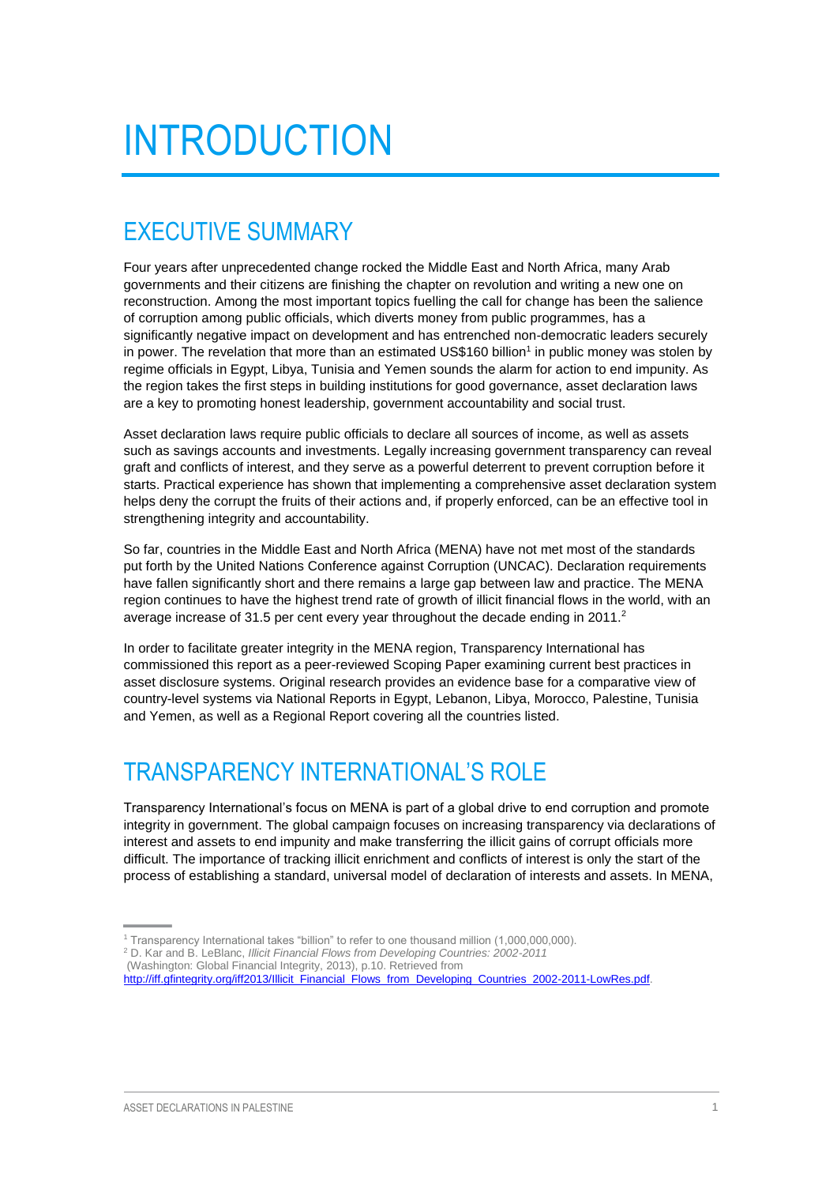# INTRODUCTION

## EXECUTIVE SUMMARY

Four years after unprecedented change rocked the Middle East and North Africa, many Arab governments and their citizens are finishing the chapter on revolution and writing a new one on reconstruction. Among the most important topics fuelling the call for change has been the salience of corruption among public officials, which diverts money from public programmes, has a significantly negative impact on development and has entrenched non-democratic leaders securely in power. The revelation that more than an estimated US$160 billion[1] in public money was stolen by regime officials in Egypt, Libya, Tunisia and Yemen sounds the alarm for action to end impunity. As the region takes the first steps in building institutions for good governance, asset declaration laws are a key to promoting honest leadership, government accountability and social trust.

Asset declaration laws require public officials to declare all sources of income, as well as assets such as savings accounts and investments. Legally increasing government transparency can reveal graft and conflicts of interest, and they serve as a powerful deterrent to prevent corruption before it starts. Practical experience has shown that implementing a comprehensive asset declaration system helps deny the corrupt the fruits of their actions and, if properly enforced, can be an effective tool in strengthening integrity and accountability.

So far, countries in the Middle East and North Africa (MENA) have not met most of the standards put forth by the United Nations Conference against Corruption (UNCAC). Declaration requirements have fallen significantly short and there remains a large gap between law and practice. The MENA region continues to have the highest trend rate of growth of illicit financial flows in the world, with an average increase of 31.5 per cent every year throughout the decade ending in 2011.[2]

In order to facilitate greater integrity in the MENA region, Transparency International has commissioned this report as a peer-reviewed Scoping Paper examining current best practices in asset disclosure systems. Original research provides an evidence base for a comparative view of country-level systems via National Reports in Egypt, Lebanon, Libya, Morocco, Palestine, Tunisia and Yemen, as well as a Regional Report covering all the countries listed.

## TRANSPARENCY INTERNATIONAL'S ROLE

Transparency International's focus on MENA is part of a global drive to end corruption and promote integrity in government. The global campaign focuses on increasing transparency via declarations of interest and assets to end impunity and make transferring the illicit gains of corrupt officials more difficult. The importance of tracking illicit enrichment and conflicts of interest is only the start of the process of establishing a standard, universal model of declaration of interests and assets. In MENA,

---

[1] Transparency International takes "billion" to refer to one thousand million (1,000,000,000).

[2] D. Kar and B. LeBlanc, *Illicit Financial Flows from Developing Countries: 2002-2011* (Washington: Global Financial Integrity, 2013), p.10. Retrieved from http://iff.gfintegrity.org/iff2013/Illicit_Financial_Flows_from_Developing_Countries_2002-2011-LowRes.pdf.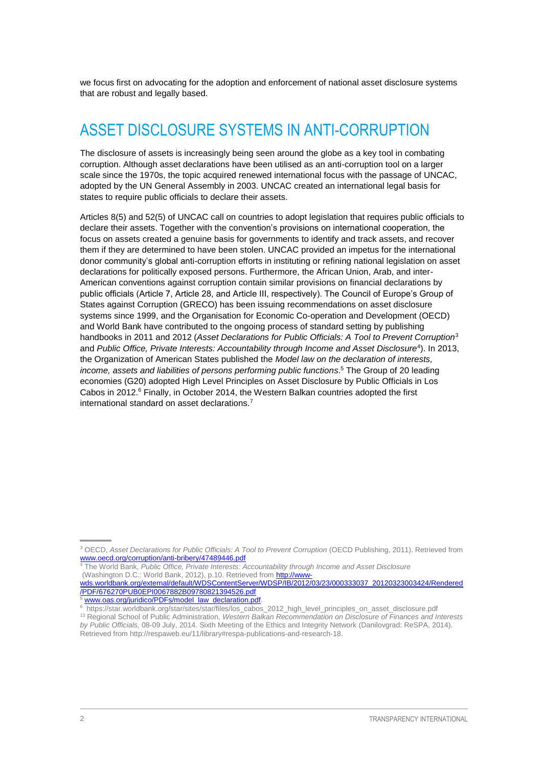we focus first on advocating for the adoption and enforcement of national asset disclosure systems that are robust and legally based.

## ASSET DISCLOSURE SYSTEMS IN ANTI-CORRUPTION

The disclosure of assets is increasingly being seen around the globe as a key tool in combating corruption. Although asset declarations have been utilised as an anti-corruption tool on a larger scale since the 1970s, the topic acquired renewed international focus with the passage of UNCAC, adopted by the UN General Assembly in 2003. UNCAC created an international legal basis for states to require public officials to declare their assets.

Articles 8(5) and 52(5) of UNCAC call on countries to adopt legislation that requires public officials to declare their assets. Together with the convention's provisions on international cooperation, the focus on assets created a genuine basis for governments to identify and track assets, and recover them if they are determined to have been stolen. UNCAC provided an impetus for the international donor community's global anti-corruption efforts in instituting or refining national legislation on asset declarations for politically exposed persons. Furthermore, the African Union, Arab, and inter-American conventions against corruption contain similar provisions on financial declarations by public officials (Article 7, Article 28, and Article III, respectively). The Council of Europe's Group of States against Corruption (GRECO) has been issuing recommendations on asset disclosure systems since 1999, and the Organisation for Economic Co-operation and Development (OECD) and World Bank have contributed to the ongoing process of standard setting by publishing handbooks in 2011 and 2012 (*Asset Declarations for Public Officials: A Tool to Prevent Corruption*[3] and *Public Office, Private Interests: Accountability through Income and Asset Disclosure*[4]). In 2013, the Organization of American States published the *Model law on the declaration of interests, income, assets and liabilities of persons performing public functions*.[5] The Group of 20 leading economies (G20) adopted High Level Principles on Asset Disclosure by Public Officials in Los Cabos in 2012.[6] Finally, in October 2014, the Western Balkan countries adopted the first international standard on asset declarations.[7]

---

[3] OECD, *Asset Declarations for Public Officials: A Tool to Prevent Corruption* (OECD Publishing, 2011). Retrieved from www.oecd.org/corruption/anti-bribery/47489446.pdf

[4] The World Bank, *Public Office, Private Interests: Accountability through Income and Asset Disclosure* (Washington D.C.: World Bank, 2012), p.10. Retrieved from http://www-wds.worldbank.org/external/default/WDSContentServer/WDSP/IB/2012/03/23/000333037_20120323003424/Rendered/PDF/676270PUB0EPI0067882B09780821394526.pdf

[5] www.oas.org/juridico/PDFs/model_law_declaration.pdf.

[6] https://star.worldbank.org/star/sites/star/files/los_cabos_2012_high_level_principles_on_asset_disclosure.pdf

[13] Regional School of Public Administration, *Western Balkan Recommendation on Disclosure of Finances and Interests by Public Officials,* 08-09 July, 2014. Sixth Meeting of the Ethics and Integrity Network (Danilovgrad: ReSPA, 2014). Retrieved from http://respaweb.eu/11/library#respa-publications-and-research-18.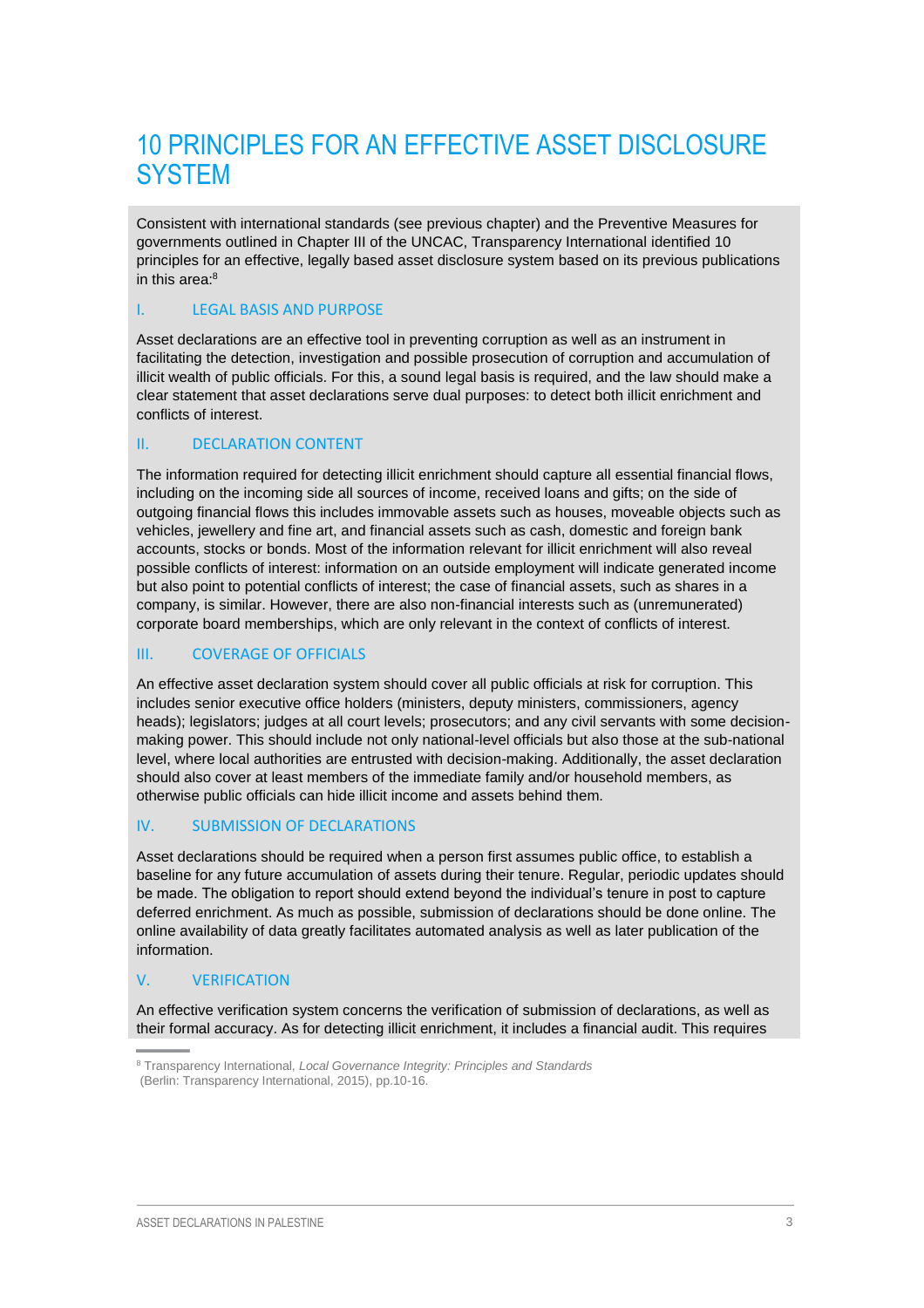# 10 PRINCIPLES FOR AN EFFECTIVE ASSET DISCLOSURE SYSTEM

Consistent with international standards (see previous chapter) and the Preventive Measures for governments outlined in Chapter III of the UNCAC, Transparency International identified 10 principles for an effective, legally based asset disclosure system based on its previous publications in this area:[8]

## I. LEGAL BASIS AND PURPOSE

Asset declarations are an effective tool in preventing corruption as well as an instrument in facilitating the detection, investigation and possible prosecution of corruption and accumulation of illicit wealth of public officials. For this, a sound legal basis is required, and the law should make a clear statement that asset declarations serve dual purposes: to detect both illicit enrichment and conflicts of interest.

## II. DECLARATION CONTENT

The information required for detecting illicit enrichment should capture all essential financial flows, including on the incoming side all sources of income, received loans and gifts; on the side of outgoing financial flows this includes immovable assets such as houses, moveable objects such as vehicles, jewellery and fine art, and financial assets such as cash, domestic and foreign bank accounts, stocks or bonds. Most of the information relevant for illicit enrichment will also reveal possible conflicts of interest: information on an outside employment will indicate generated income but also point to potential conflicts of interest; the case of financial assets, such as shares in a company, is similar. However, there are also non-financial interests such as (unremunerated) corporate board memberships, which are only relevant in the context of conflicts of interest.

## III. COVERAGE OF OFFICIALS

An effective asset declaration system should cover all public officials at risk for corruption. This includes senior executive office holders (ministers, deputy ministers, commissioners, agency heads); legislators; judges at all court levels; prosecutors; and any civil servants with some decision-making power. This should include not only national-level officials but also those at the sub-national level, where local authorities are entrusted with decision-making. Additionally, the asset declaration should also cover at least members of the immediate family and/or household members, as otherwise public officials can hide illicit income and assets behind them.

## IV. SUBMISSION OF DECLARATIONS

Asset declarations should be required when a person first assumes public office, to establish a baseline for any future accumulation of assets during their tenure. Regular, periodic updates should be made. The obligation to report should extend beyond the individual's tenure in post to capture deferred enrichment. As much as possible, submission of declarations should be done online. The online availability of data greatly facilitates automated analysis as well as later publication of the information.

## V. VERIFICATION

An effective verification system concerns the verification of submission of declarations, as well as their formal accuracy. As for detecting illicit enrichment, it includes a financial audit. This requires

---

[8] Transparency International, *Local Governance Integrity: Principles and Standards* (Berlin: Transparency International, 2015), pp.10-16.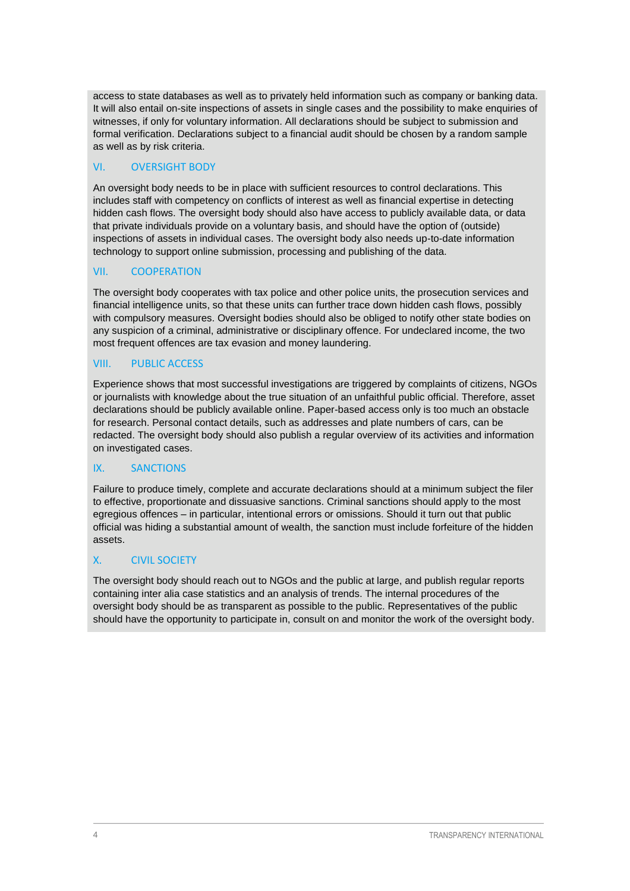access to state databases as well as to privately held information such as company or banking data. It will also entail on-site inspections of assets in single cases and the possibility to make enquiries of witnesses, if only for voluntary information. All declarations should be subject to submission and formal verification. Declarations subject to a financial audit should be chosen by a random sample as well as by risk criteria.

## VI. OVERSIGHT BODY

An oversight body needs to be in place with sufficient resources to control declarations. This includes staff with competency on conflicts of interest as well as financial expertise in detecting hidden cash flows. The oversight body should also have access to publicly available data, or data that private individuals provide on a voluntary basis, and should have the option of (outside) inspections of assets in individual cases. The oversight body also needs up-to-date information technology to support online submission, processing and publishing of the data.

## VII. COOPERATION

The oversight body cooperates with tax police and other police units, the prosecution services and financial intelligence units, so that these units can further trace down hidden cash flows, possibly with compulsory measures. Oversight bodies should also be obliged to notify other state bodies on any suspicion of a criminal, administrative or disciplinary offence. For undeclared income, the two most frequent offences are tax evasion and money laundering.

## VIII. PUBLIC ACCESS

Experience shows that most successful investigations are triggered by complaints of citizens, NGOs or journalists with knowledge about the true situation of an unfaithful public official. Therefore, asset declarations should be publicly available online. Paper-based access only is too much an obstacle for research. Personal contact details, such as addresses and plate numbers of cars, can be redacted. The oversight body should also publish a regular overview of its activities and information on investigated cases.

## IX. SANCTIONS

Failure to produce timely, complete and accurate declarations should at a minimum subject the filer to effective, proportionate and dissuasive sanctions. Criminal sanctions should apply to the most egregious offences – in particular, intentional errors or omissions. Should it turn out that public official was hiding a substantial amount of wealth, the sanction must include forfeiture of the hidden assets.

## X. CIVIL SOCIETY

The oversight body should reach out to NGOs and the public at large, and publish regular reports containing inter alia case statistics and an analysis of trends. The internal procedures of the oversight body should be as transparent as possible to the public. Representatives of the public should have the opportunity to participate in, consult on and monitor the work of the oversight body.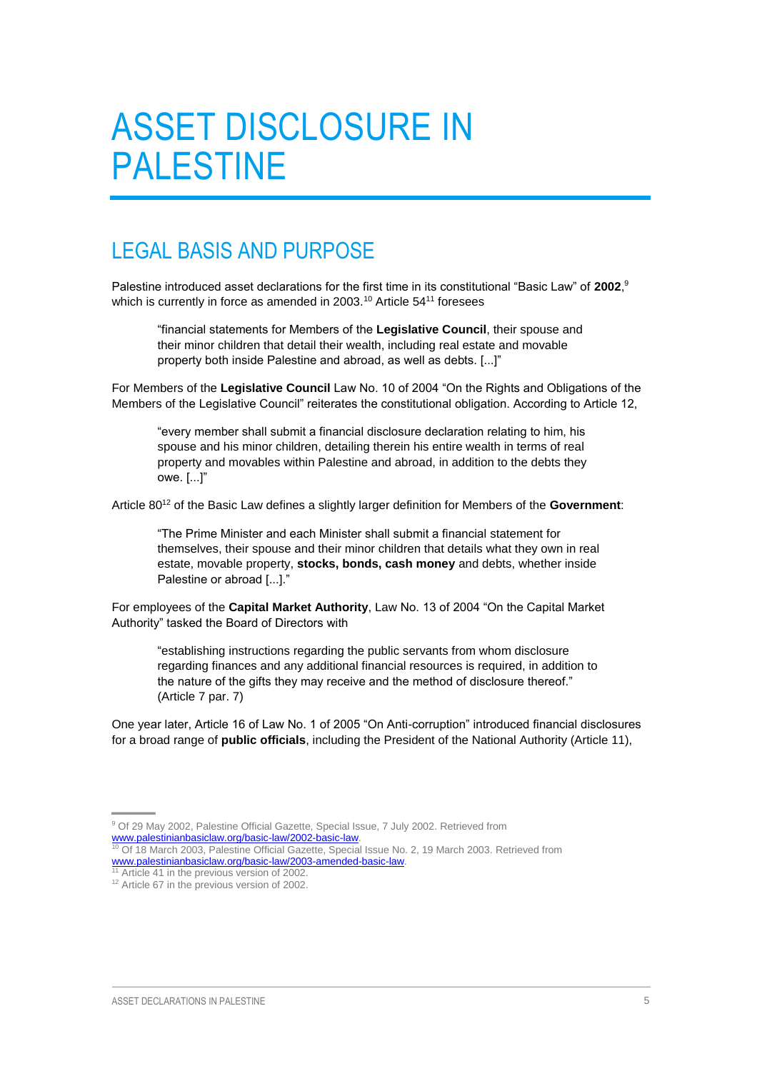# ASSET DISCLOSURE IN PALESTINE

## LEGAL BASIS AND PURPOSE

Palestine introduced asset declarations for the first time in its constitutional "Basic Law" of **2002**,[9] which is currently in force as amended in 2003.[10] Article 54[11] foresees

> "financial statements for Members of the **Legislative Council**, their spouse and their minor children that detail their wealth, including real estate and movable property both inside Palestine and abroad, as well as debts. [...]"

For Members of the **Legislative Council** Law No. 10 of 2004 "On the Rights and Obligations of the Members of the Legislative Council" reiterates the constitutional obligation. According to Article 12,

> "every member shall submit a financial disclosure declaration relating to him, his spouse and his minor children, detailing therein his entire wealth in terms of real property and movables within Palestine and abroad, in addition to the debts they owe. [...]"

Article 80[12] of the Basic Law defines a slightly larger definition for Members of the **Government**:

> "The Prime Minister and each Minister shall submit a financial statement for themselves, their spouse and their minor children that details what they own in real estate, movable property, **stocks, bonds, cash money** and debts, whether inside Palestine or abroad [...]."

For employees of the **Capital Market Authority**, Law No. 13 of 2004 "On the Capital Market Authority" tasked the Board of Directors with

> "establishing instructions regarding the public servants from whom disclosure regarding finances and any additional financial resources is required, in addition to the nature of the gifts they may receive and the method of disclosure thereof." (Article 7 par. 7)

One year later, Article 16 of Law No. 1 of 2005 "On Anti-corruption" introduced financial disclosures for a broad range of **public officials**, including the President of the National Authority (Article 11),

---

[9] Of 29 May 2002, Palestine Official Gazette, Special Issue, 7 July 2002. Retrieved from www.palestinianbasiclaw.org/basic-law/2002-basic-law.

[10] Of 18 March 2003, Palestine Official Gazette, Special Issue No. 2, 19 March 2003. Retrieved from www.palestinianbasiclaw.org/basic-law/2003-amended-basic-law.

[11] Article 41 in the previous version of 2002.

[12] Article 67 in the previous version of 2002.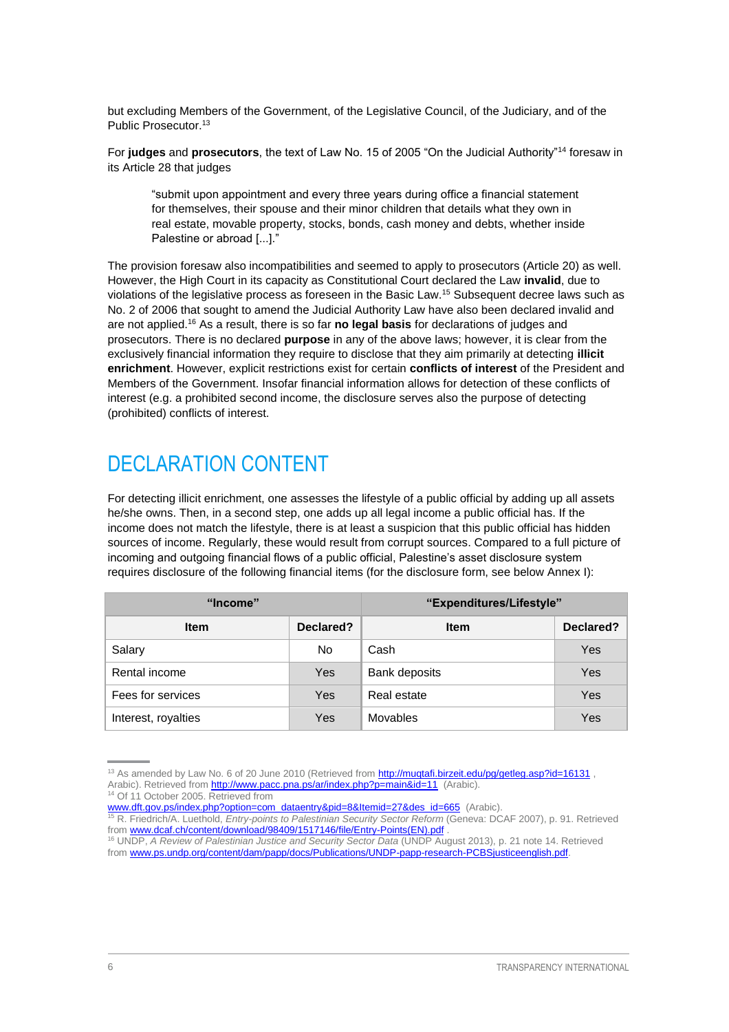but excluding Members of the Government, of the Legislative Council, of the Judiciary, and of the Public Prosecutor.[13]

For **judges** and **prosecutors**, the text of Law No. 15 of 2005 “On the Judicial Authority”[14] foresaw in its Article 28 that judges

> “submit upon appointment and every three years during office a financial statement for themselves, their spouse and their minor children that details what they own in real estate, movable property, stocks, bonds, cash money and debts, whether inside Palestine or abroad [...].”

The provision foresaw also incompatibilities and seemed to apply to prosecutors (Article 20) as well. However, the High Court in its capacity as Constitutional Court declared the Law **invalid**, due to violations of the legislative process as foreseen in the Basic Law.[15] Subsequent decree laws such as No. 2 of 2006 that sought to amend the Judicial Authority Law have also been declared invalid and are not applied.[16] As a result, there is so far **no legal basis** for declarations of judges and prosecutors. There is no declared **purpose** in any of the above laws; however, it is clear from the exclusively financial information they require to disclose that they aim primarily at detecting **illicit enrichment**. However, explicit restrictions exist for certain **conflicts of interest** of the President and Members of the Government. Insofar financial information allows for detection of these conflicts of interest (e.g. a prohibited second income, the disclosure serves also the purpose of detecting (prohibited) conflicts of interest.

# DECLARATION CONTENT

For detecting illicit enrichment, one assesses the lifestyle of a public official by adding up all assets he/she owns. Then, in a second step, one adds up all legal income a public official has. If the income does not match the lifestyle, there is at least a suspicion that this public official has hidden sources of income. Regularly, these would result from corrupt sources. Compared to a full picture of incoming and outgoing financial flows of a public official, Palestine’s asset disclosure system requires disclosure of the following financial items (for the disclosure form, see below Annex I):

| “Income” | | “Expenditures/Lifestyle” | |
|---|---|---|---|
| **Item** | **Declared?** | **Item** | **Declared?** |
| Salary | No | Cash | Yes |
| Rental income | Yes | Bank deposits | Yes |
| Fees for services | Yes | Real estate | Yes |
| Interest, royalties | Yes | Movables | Yes |

[13] As amended by Law No. 6 of 20 June 2010 (Retrieved from http://muqtafi.birzeit.edu/pg/getleg.asp?id=16131 , Arabic). Retrieved from http://www.pacc.pna.ps/ar/index.php?p=main&id=11 (Arabic).

[14] Of 11 October 2005. Retrieved from www.dft.gov.ps/index.php?option=com_dataentry&pid=8&Itemid=27&des_id=665 (Arabic).

[15] R. Friedrich/A. Luethold, *Entry-points to Palestinian Security Sector Reform* (Geneva: DCAF 2007), p. 91. Retrieved from www.dcaf.ch/content/download/98409/1517146/file/Entry-Points(EN).pdf .

[16] UNDP, *A Review of Palestinian Justice and Security Sector Data* (UNDP August 2013), p. 21 note 14. Retrieved from www.ps.undp.org/content/dam/papp/docs/Publications/UNDP-papp-research-PCBSjusticeenglish.pdf.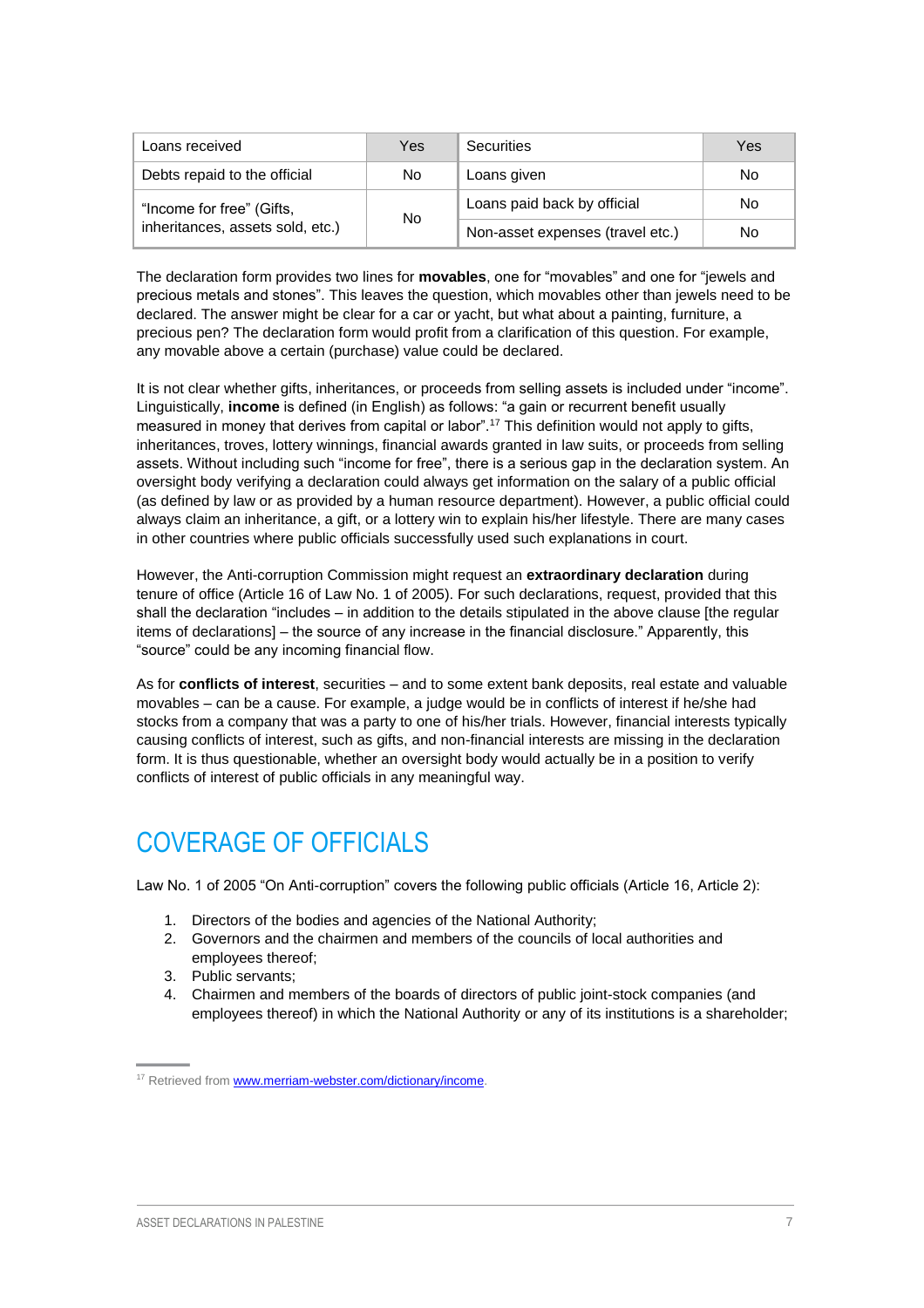| Loans received | Yes | Securities | Yes |
|---|---|---|---|
| Debts repaid to the official | No | Loans given | No |
| "Income for free" (Gifts, inheritances, assets sold, etc.) | No | Loans paid back by official | No |
| | | Non-asset expenses (travel etc.) | No |

The declaration form provides two lines for **movables**, one for "movables" and one for "jewels and precious metals and stones". This leaves the question, which movables other than jewels need to be declared. The answer might be clear for a car or yacht, but what about a painting, furniture, a precious pen? The declaration form would profit from a clarification of this question. For example, any movable above a certain (purchase) value could be declared.

It is not clear whether gifts, inheritances, or proceeds from selling assets is included under "income". Linguistically, **income** is defined (in English) as follows: "a gain or recurrent benefit usually measured in money that derives from capital or labor".[17] This definition would not apply to gifts, inheritances, troves, lottery winnings, financial awards granted in law suits, or proceeds from selling assets. Without including such "income for free", there is a serious gap in the declaration system. An oversight body verifying a declaration could always get information on the salary of a public official (as defined by law or as provided by a human resource department). However, a public official could always claim an inheritance, a gift, or a lottery win to explain his/her lifestyle. There are many cases in other countries where public officials successfully used such explanations in court.

However, the Anti-corruption Commission might request an **extraordinary declaration** during tenure of office (Article 16 of Law No. 1 of 2005). For such declarations, request, provided that this shall the declaration "includes – in addition to the details stipulated in the above clause [the regular items of declarations] – the source of any increase in the financial disclosure." Apparently, this "source" could be any incoming financial flow.

As for **conflicts of interest**, securities – and to some extent bank deposits, real estate and valuable movables – can be a cause. For example, a judge would be in conflicts of interest if he/she had stocks from a company that was a party to one of his/her trials. However, financial interests typically causing conflicts of interest, such as gifts, and non-financial interests are missing in the declaration form. It is thus questionable, whether an oversight body would actually be in a position to verify conflicts of interest of public officials in any meaningful way.

# COVERAGE OF OFFICIALS

Law No. 1 of 2005 "On Anti-corruption" covers the following public officials (Article 16, Article 2):

1. Directors of the bodies and agencies of the National Authority;
2. Governors and the chairmen and members of the councils of local authorities and employees thereof;
3. Public servants;
4. Chairmen and members of the boards of directors of public joint-stock companies (and employees thereof) in which the National Authority or any of its institutions is a shareholder;

[17] Retrieved from www.merriam-webster.com/dictionary/income.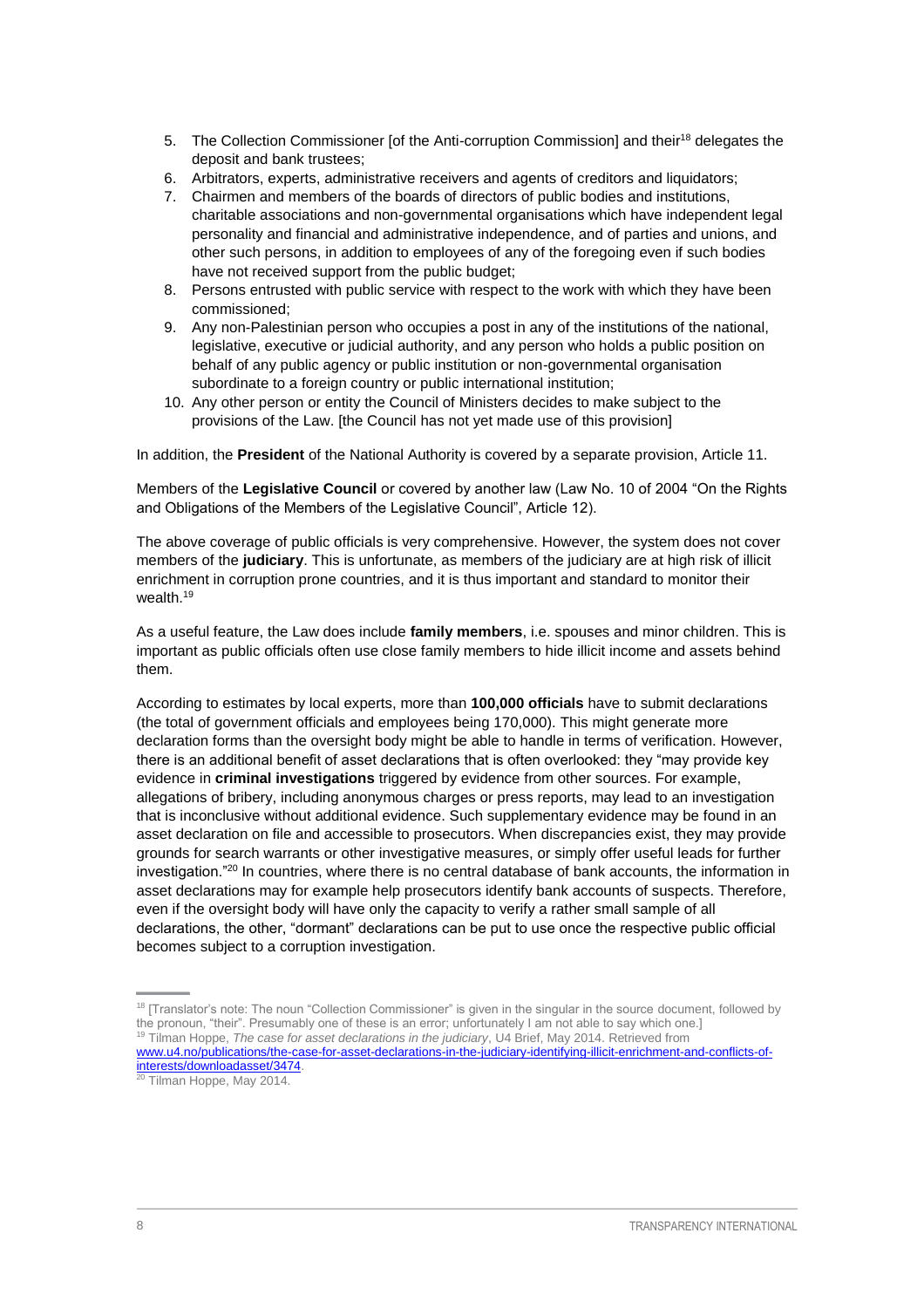5. The Collection Commissioner [of the Anti-corruption Commission] and their[18] delegates the deposit and bank trustees;
6. Arbitrators, experts, administrative receivers and agents of creditors and liquidators;
7. Chairmen and members of the boards of directors of public bodies and institutions, charitable associations and non-governmental organisations which have independent legal personality and financial and administrative independence, and of parties and unions, and other such persons, in addition to employees of any of the foregoing even if such bodies have not received support from the public budget;
8. Persons entrusted with public service with respect to the work with which they have been commissioned;
9. Any non-Palestinian person who occupies a post in any of the institutions of the national, legislative, executive or judicial authority, and any person who holds a public position on behalf of any public agency or public institution or non-governmental organisation subordinate to a foreign country or public international institution;
10. Any other person or entity the Council of Ministers decides to make subject to the provisions of the Law. [the Council has not yet made use of this provision]

In addition, the **President** of the National Authority is covered by a separate provision, Article 11.

Members of the **Legislative Council** or covered by another law (Law No. 10 of 2004 "On the Rights and Obligations of the Members of the Legislative Council", Article 12).

The above coverage of public officials is very comprehensive. However, the system does not cover members of the **judiciary**. This is unfortunate, as members of the judiciary are at high risk of illicit enrichment in corruption prone countries, and it is thus important and standard to monitor their wealth.[19]

As a useful feature, the Law does include **family members**, i.e. spouses and minor children. This is important as public officials often use close family members to hide illicit income and assets behind them.

According to estimates by local experts, more than **100,000 officials** have to submit declarations (the total of government officials and employees being 170,000). This might generate more declaration forms than the oversight body might be able to handle in terms of verification. However, there is an additional benefit of asset declarations that is often overlooked: they "may provide key evidence in **criminal investigations** triggered by evidence from other sources. For example, allegations of bribery, including anonymous charges or press reports, may lead to an investigation that is inconclusive without additional evidence. Such supplementary evidence may be found in an asset declaration on file and accessible to prosecutors. When discrepancies exist, they may provide grounds for search warrants or other investigative measures, or simply offer useful leads for further investigation."[20] In countries, where there is no central database of bank accounts, the information in asset declarations may for example help prosecutors identify bank accounts of suspects. Therefore, even if the oversight body will have only the capacity to verify a rather small sample of all declarations, the other, "dormant" declarations can be put to use once the respective public official becomes subject to a corruption investigation.

---

[18] [Translator's note: The noun "Collection Commissioner" is given in the singular in the source document, followed by the pronoun, "their". Presumably one of these is an error; unfortunately I am not able to say which one.]

[19] Tilman Hoppe, *The case for asset declarations in the judiciary*, U4 Brief, May 2014. Retrieved from www.u4.no/publications/the-case-for-asset-declarations-in-the-judiciary-identifying-illicit-enrichment-and-conflicts-of-interests/downloadasset/3474.

[20] Tilman Hoppe, May 2014.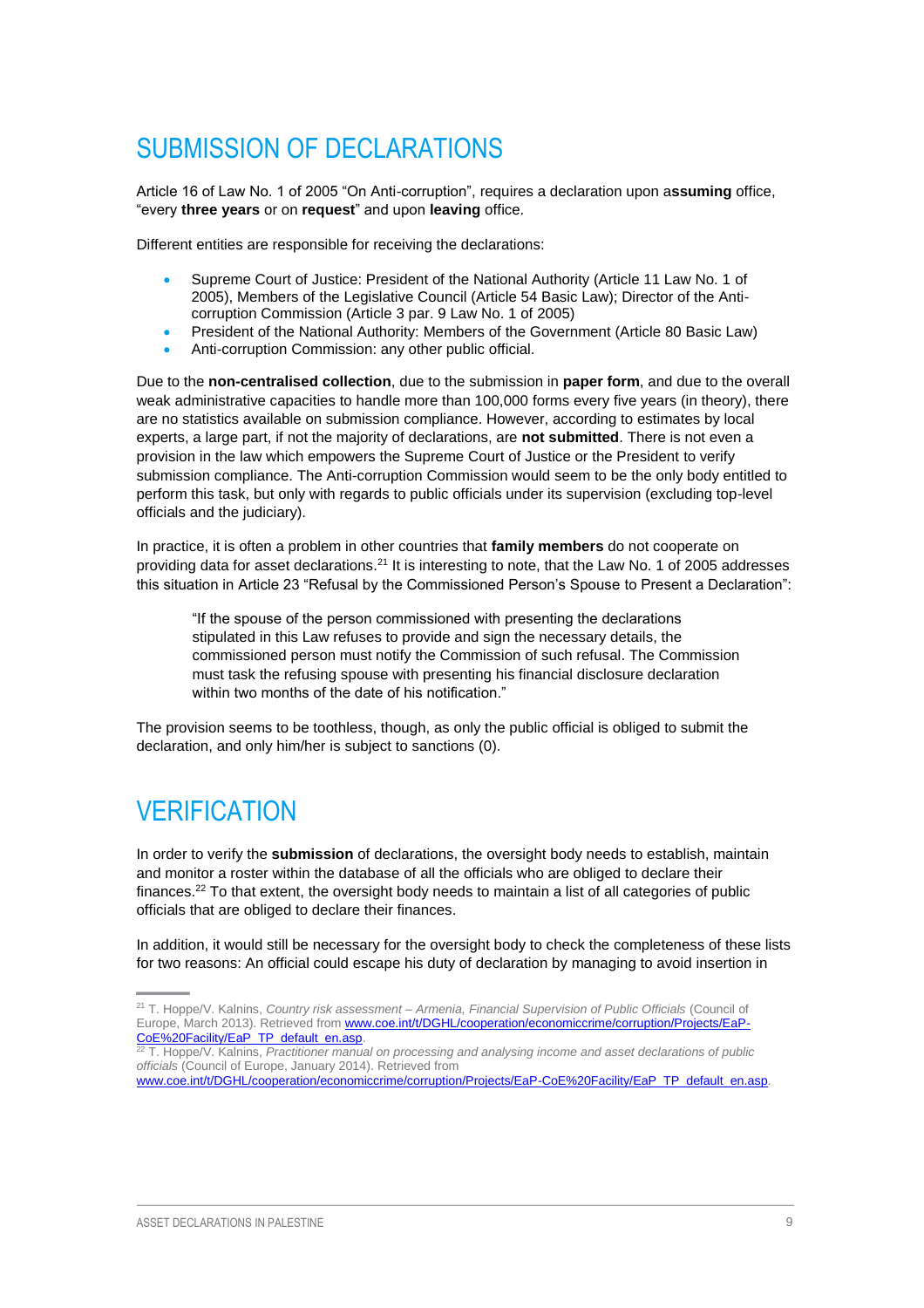## SUBMISSION OF DECLARATIONS

Article 16 of Law No. 1 of 2005 "On Anti-corruption", requires a declaration upon a**ssuming** office, "every **three years** or on **request**" and upon **leaving** office.

Different entities are responsible for receiving the declarations:

- Supreme Court of Justice: President of the National Authority (Article 11 Law No. 1 of 2005), Members of the Legislative Council (Article 54 Basic Law); Director of the Anti-corruption Commission (Article 3 par. 9 Law No. 1 of 2005)
- President of the National Authority: Members of the Government (Article 80 Basic Law)
- Anti-corruption Commission: any other public official.

Due to the **non-centralised collection**, due to the submission in **paper form**, and due to the overall weak administrative capacities to handle more than 100,000 forms every five years (in theory), there are no statistics available on submission compliance. However, according to estimates by local experts, a large part, if not the majority of declarations, are **not submitted**. There is not even a provision in the law which empowers the Supreme Court of Justice or the President to verify submission compliance. The Anti-corruption Commission would seem to be the only body entitled to perform this task, but only with regards to public officials under its supervision (excluding top-level officials and the judiciary).

In practice, it is often a problem in other countries that **family members** do not cooperate on providing data for asset declarations.[21] It is interesting to note, that the Law No. 1 of 2005 addresses this situation in Article 23 "Refusal by the Commissioned Person's Spouse to Present a Declaration":

> "If the spouse of the person commissioned with presenting the declarations stipulated in this Law refuses to provide and sign the necessary details, the commissioned person must notify the Commission of such refusal. The Commission must task the refusing spouse with presenting his financial disclosure declaration within two months of the date of his notification."

The provision seems to be toothless, though, as only the public official is obliged to submit the declaration, and only him/her is subject to sanctions (0).

## VERIFICATION

In order to verify the **submission** of declarations, the oversight body needs to establish, maintain and monitor a roster within the database of all the officials who are obliged to declare their finances.[22] To that extent, the oversight body needs to maintain a list of all categories of public officials that are obliged to declare their finances.

In addition, it would still be necessary for the oversight body to check the completeness of these lists for two reasons: An official could escape his duty of declaration by managing to avoid insertion in

---

[21] T. Hoppe/V. Kalnins, *Country risk assessment – Armenia, Financial Supervision of Public Officials* (Council of Europe, March 2013). Retrieved from www.coe.int/t/DGHL/cooperation/economiccrime/corruption/Projects/EaP-CoE%20Facility/EaP_TP_default_en.asp.

[22] T. Hoppe/V. Kalnins, *Practitioner manual on processing and analysing income and asset declarations of public officials* (Council of Europe, January 2014). Retrieved from www.coe.int/t/DGHL/cooperation/economiccrime/corruption/Projects/EaP-CoE%20Facility/EaP_TP_default_en.asp.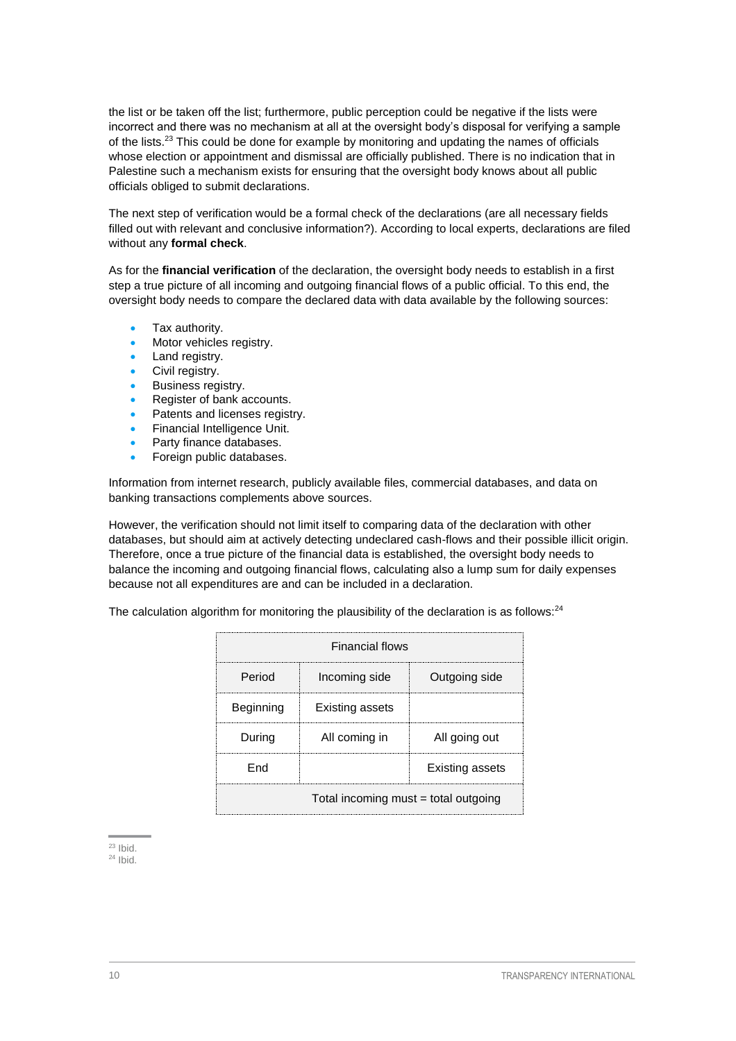the list or be taken off the list; furthermore, public perception could be negative if the lists were incorrect and there was no mechanism at all at the oversight body's disposal for verifying a sample of the lists.[23] This could be done for example by monitoring and updating the names of officials whose election or appointment and dismissal are officially published. There is no indication that in Palestine such a mechanism exists for ensuring that the oversight body knows about all public officials obliged to submit declarations.

The next step of verification would be a formal check of the declarations (are all necessary fields filled out with relevant and conclusive information?). According to local experts, declarations are filed without any **formal check**.

As for the **financial verification** of the declaration, the oversight body needs to establish in a first step a true picture of all incoming and outgoing financial flows of a public official. To this end, the oversight body needs to compare the declared data with data available by the following sources:

- Tax authority.
- Motor vehicles registry.
- Land registry.
- Civil registry.
- Business registry.
- Register of bank accounts.
- Patents and licenses registry.
- Financial Intelligence Unit.
- Party finance databases.
- Foreign public databases.

Information from internet research, publicly available files, commercial databases, and data on banking transactions complements above sources.

However, the verification should not limit itself to comparing data of the declaration with other databases, but should aim at actively detecting undeclared cash-flows and their possible illicit origin. Therefore, once a true picture of the financial data is established, the oversight body needs to balance the incoming and outgoing financial flows, calculating also a lump sum for daily expenses because not all expenditures are and can be included in a declaration.

The calculation algorithm for monitoring the plausibility of the declaration is as follows:[24]

| Financial flows | | |
|---|---|---|
| Period | Incoming side | Outgoing side |
| Beginning | Existing assets | |
| During | All coming in | All going out |
| End | | Existing assets |
| Total incoming must = total outgoing | | |

[23] Ibid.
[24] Ibid.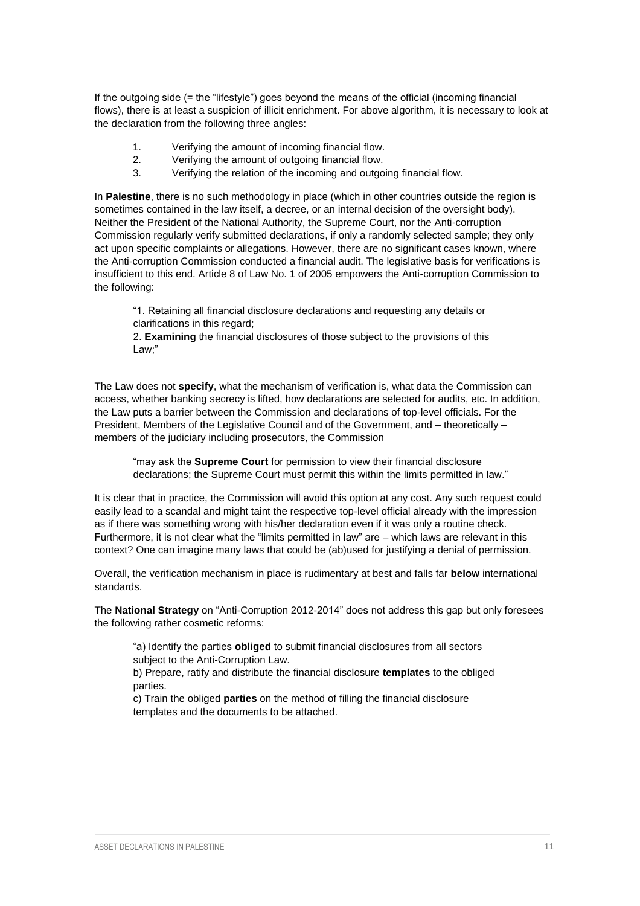If the outgoing side (= the "lifestyle") goes beyond the means of the official (incoming financial flows), there is at least a suspicion of illicit enrichment. For above algorithm, it is necessary to look at the declaration from the following three angles:

1. Verifying the amount of incoming financial flow.
2. Verifying the amount of outgoing financial flow.
3. Verifying the relation of the incoming and outgoing financial flow.

In **Palestine**, there is no such methodology in place (which in other countries outside the region is sometimes contained in the law itself, a decree, or an internal decision of the oversight body). Neither the President of the National Authority, the Supreme Court, nor the Anti-corruption Commission regularly verify submitted declarations, if only a randomly selected sample; they only act upon specific complaints or allegations. However, there are no significant cases known, where the Anti-corruption Commission conducted a financial audit. The legislative basis for verifications is insufficient to this end. Article 8 of Law No. 1 of 2005 empowers the Anti-corruption Commission to the following:

> "1. Retaining all financial disclosure declarations and requesting any details or clarifications in this regard;
> 2. **Examining** the financial disclosures of those subject to the provisions of this Law;"

The Law does not **specify**, what the mechanism of verification is, what data the Commission can access, whether banking secrecy is lifted, how declarations are selected for audits, etc. In addition, the Law puts a barrier between the Commission and declarations of top-level officials. For the President, Members of the Legislative Council and of the Government, and – theoretically – members of the judiciary including prosecutors, the Commission

> "may ask the **Supreme Court** for permission to view their financial disclosure declarations; the Supreme Court must permit this within the limits permitted in law."

It is clear that in practice, the Commission will avoid this option at any cost. Any such request could easily lead to a scandal and might taint the respective top-level official already with the impression as if there was something wrong with his/her declaration even if it was only a routine check. Furthermore, it is not clear what the "limits permitted in law" are – which laws are relevant in this context? One can imagine many laws that could be (ab)used for justifying a denial of permission.

Overall, the verification mechanism in place is rudimentary at best and falls far **below** international standards.

The **National Strategy** on "Anti-Corruption 2012-2014" does not address this gap but only foresees the following rather cosmetic reforms:

> "a) Identify the parties **obliged** to submit financial disclosures from all sectors subject to the Anti-Corruption Law.
> b) Prepare, ratify and distribute the financial disclosure **templates** to the obliged parties.
> c) Train the obliged **parties** on the method of filling the financial disclosure templates and the documents to be attached.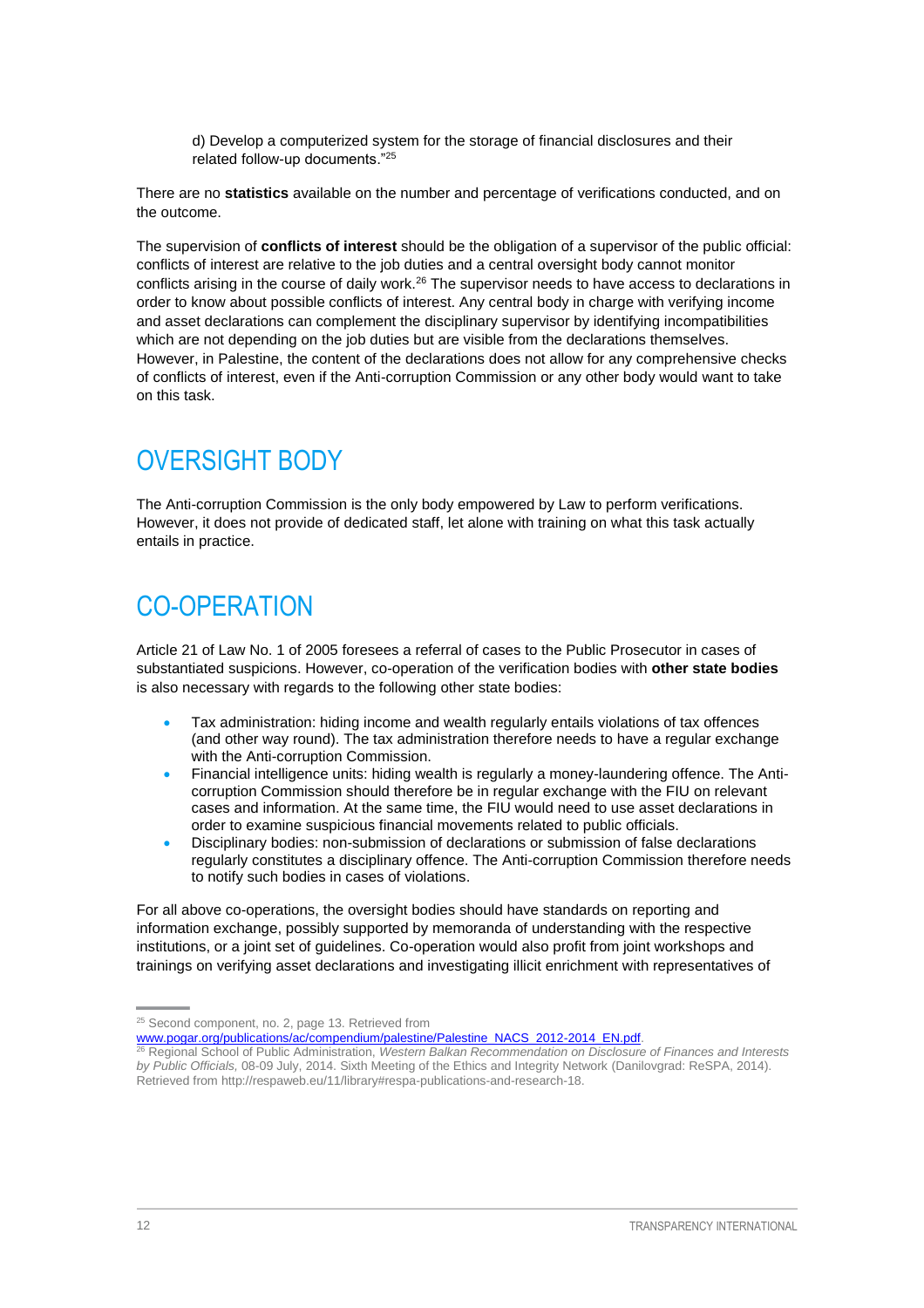d) Develop a computerized system for the storage of financial disclosures and their related follow-up documents."[25]

There are no **statistics** available on the number and percentage of verifications conducted, and on the outcome.

The supervision of **conflicts of interest** should be the obligation of a supervisor of the public official: conflicts of interest are relative to the job duties and a central oversight body cannot monitor conflicts arising in the course of daily work.[26] The supervisor needs to have access to declarations in order to know about possible conflicts of interest. Any central body in charge with verifying income and asset declarations can complement the disciplinary supervisor by identifying incompatibilities which are not depending on the job duties but are visible from the declarations themselves. However, in Palestine, the content of the declarations does not allow for any comprehensive checks of conflicts of interest, even if the Anti-corruption Commission or any other body would want to take on this task.

## OVERSIGHT BODY

The Anti-corruption Commission is the only body empowered by Law to perform verifications. However, it does not provide of dedicated staff, let alone with training on what this task actually entails in practice.

## CO-OPERATION

Article 21 of Law No. 1 of 2005 foresees a referral of cases to the Public Prosecutor in cases of substantiated suspicions. However, co-operation of the verification bodies with **other state bodies** is also necessary with regards to the following other state bodies:

- Tax administration: hiding income and wealth regularly entails violations of tax offences (and other way round). The tax administration therefore needs to have a regular exchange with the Anti-corruption Commission.
- Financial intelligence units: hiding wealth is regularly a money-laundering offence. The Anti-corruption Commission should therefore be in regular exchange with the FIU on relevant cases and information. At the same time, the FIU would need to use asset declarations in order to examine suspicious financial movements related to public officials.
- Disciplinary bodies: non-submission of declarations or submission of false declarations regularly constitutes a disciplinary offence. The Anti-corruption Commission therefore needs to notify such bodies in cases of violations.

For all above co-operations, the oversight bodies should have standards on reporting and information exchange, possibly supported by memoranda of understanding with the respective institutions, or a joint set of guidelines. Co-operation would also profit from joint workshops and trainings on verifying asset declarations and investigating illicit enrichment with representatives of

---

[25] Second component, no. 2, page 13. Retrieved from www.pogar.org/publications/ac/compendium/palestine/Palestine_NACS_2012-2014_EN.pdf.

[26] Regional School of Public Administration, *Western Balkan Recommendation on Disclosure of Finances and Interests by Public Officials,* 08-09 July, 2014. Sixth Meeting of the Ethics and Integrity Network (Danilovgrad: ReSPA, 2014). Retrieved from http://respaweb.eu/11/library#respa-publications-and-research-18.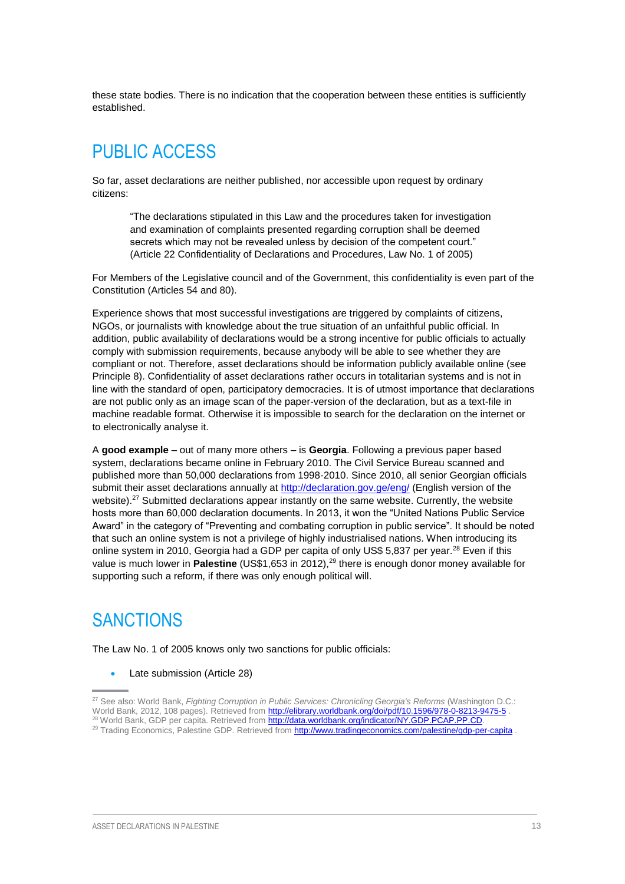these state bodies. There is no indication that the cooperation between these entities is sufficiently established.

## PUBLIC ACCESS

So far, asset declarations are neither published, nor accessible upon request by ordinary citizens:

> "The declarations stipulated in this Law and the procedures taken for investigation and examination of complaints presented regarding corruption shall be deemed secrets which may not be revealed unless by decision of the competent court." (Article 22 Confidentiality of Declarations and Procedures, Law No. 1 of 2005)

For Members of the Legislative council and of the Government, this confidentiality is even part of the Constitution (Articles 54 and 80).

Experience shows that most successful investigations are triggered by complaints of citizens, NGOs, or journalists with knowledge about the true situation of an unfaithful public official. In addition, public availability of declarations would be a strong incentive for public officials to actually comply with submission requirements, because anybody will be able to see whether they are compliant or not. Therefore, asset declarations should be information publicly available online (see Principle 8). Confidentiality of asset declarations rather occurs in totalitarian systems and is not in line with the standard of open, participatory democracies. It is of utmost importance that declarations are not public only as an image scan of the paper-version of the declaration, but as a text-file in machine readable format. Otherwise it is impossible to search for the declaration on the internet or to electronically analyse it.

A **good example** – out of many more others – is **Georgia**. Following a previous paper based system, declarations became online in February 2010. The Civil Service Bureau scanned and published more than 50,000 declarations from 1998-2010. Since 2010, all senior Georgian officials submit their asset declarations annually at http://declaration.gov.ge/eng/ (English version of the website).[27] Submitted declarations appear instantly on the same website. Currently, the website hosts more than 60,000 declaration documents. In 2013, it won the "United Nations Public Service Award" in the category of "Preventing and combating corruption in public service". It should be noted that such an online system is not a privilege of highly industrialised nations. When introducing its online system in 2010, Georgia had a GDP per capita of only US$ 5,837 per year.[28] Even if this value is much lower in **Palestine** (US$1,653 in 2012),[29] there is enough donor money available for supporting such a reform, if there was only enough political will.

## SANCTIONS

The Law No. 1 of 2005 knows only two sanctions for public officials:

- Late submission (Article 28)

---

[27] See also: World Bank, *Fighting Corruption in Public Services: Chronicling Georgia's Reforms* (Washington D.C.: World Bank, 2012, 108 pages). Retrieved from http://elibrary.worldbank.org/doi/pdf/10.1596/978-0-8213-9475-5 .

[28] World Bank, GDP per capita. Retrieved from http://data.worldbank.org/indicator/NY.GDP.PCAP.PP.CD.

[29] Trading Economics, Palestine GDP. Retrieved from http://www.tradingeconomics.com/palestine/gdp-per-capita .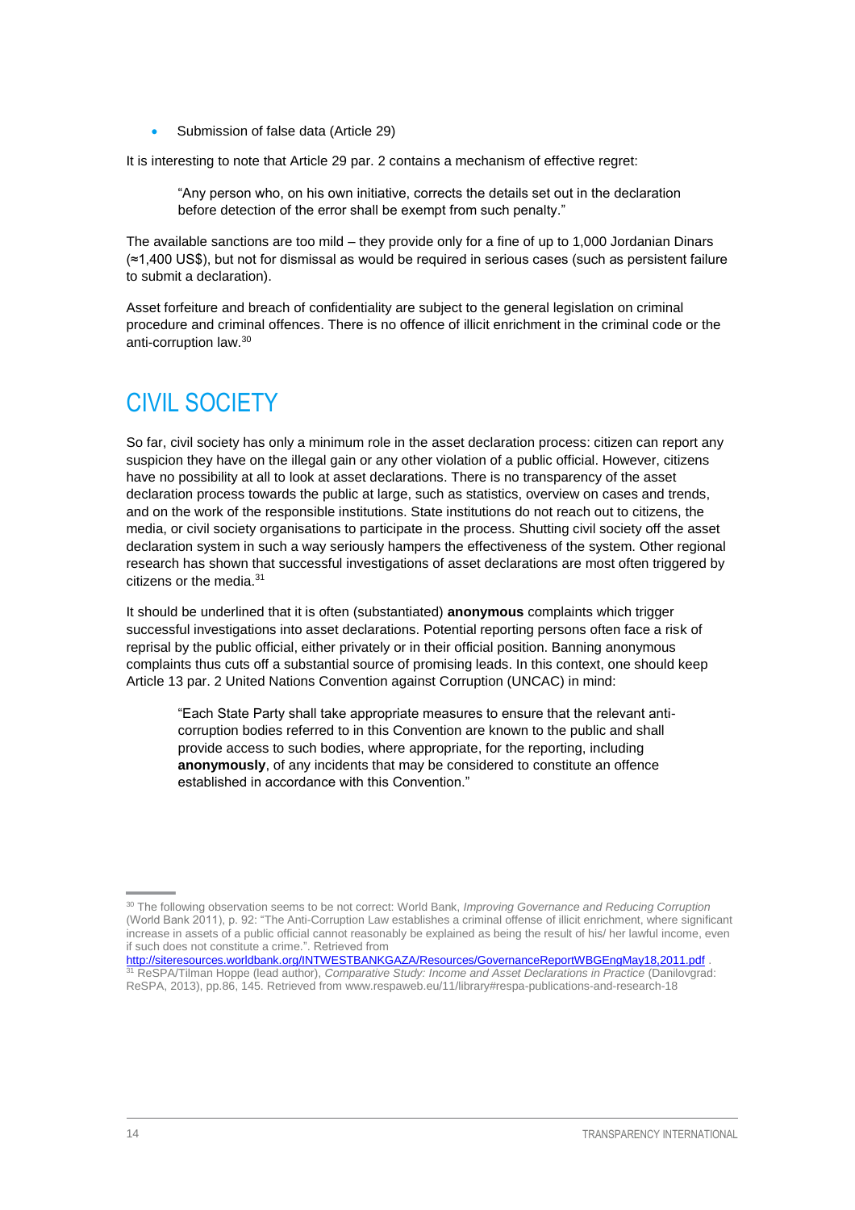- Submission of false data (Article 29)

It is interesting to note that Article 29 par. 2 contains a mechanism of effective regret:

> "Any person who, on his own initiative, corrects the details set out in the declaration before detection of the error shall be exempt from such penalty."

The available sanctions are too mild – they provide only for a fine of up to 1,000 Jordanian Dinars (≈1,400 US$), but not for dismissal as would be required in serious cases (such as persistent failure to submit a declaration).

Asset forfeiture and breach of confidentiality are subject to the general legislation on criminal procedure and criminal offences. There is no offence of illicit enrichment in the criminal code or the anti-corruption law.[30]

# CIVIL SOCIETY

So far, civil society has only a minimum role in the asset declaration process: citizen can report any suspicion they have on the illegal gain or any other violation of a public official. However, citizens have no possibility at all to look at asset declarations. There is no transparency of the asset declaration process towards the public at large, such as statistics, overview on cases and trends, and on the work of the responsible institutions. State institutions do not reach out to citizens, the media, or civil society organisations to participate in the process. Shutting civil society off the asset declaration system in such a way seriously hampers the effectiveness of the system. Other regional research has shown that successful investigations of asset declarations are most often triggered by citizens or the media.[31]

It should be underlined that it is often (substantiated) **anonymous** complaints which trigger successful investigations into asset declarations. Potential reporting persons often face a risk of reprisal by the public official, either privately or in their official position. Banning anonymous complaints thus cuts off a substantial source of promising leads. In this context, one should keep Article 13 par. 2 United Nations Convention against Corruption (UNCAC) in mind:

> "Each State Party shall take appropriate measures to ensure that the relevant anti-corruption bodies referred to in this Convention are known to the public and shall provide access to such bodies, where appropriate, for the reporting, including **anonymously**, of any incidents that may be considered to constitute an offence established in accordance with this Convention."

---

[30] The following observation seems to be not correct: World Bank, *Improving Governance and Reducing Corruption* (World Bank 2011), p. 92: "The Anti-Corruption Law establishes a criminal offense of illicit enrichment, where significant increase in assets of a public official cannot reasonably be explained as being the result of his/ her lawful income, even if such does not constitute a crime.". Retrieved from http://siteresources.worldbank.org/INTWESTBANKGAZA/Resources/GovernanceReportWBGEngMay18,2011.pdf .

[31] ReSPA/Tilman Hoppe (lead author), *Comparative Study: Income and Asset Declarations in Practice* (Danilovgrad: ReSPA, 2013), pp.86, 145. Retrieved from www.respaweb.eu/11/library#respa-publications-and-research-18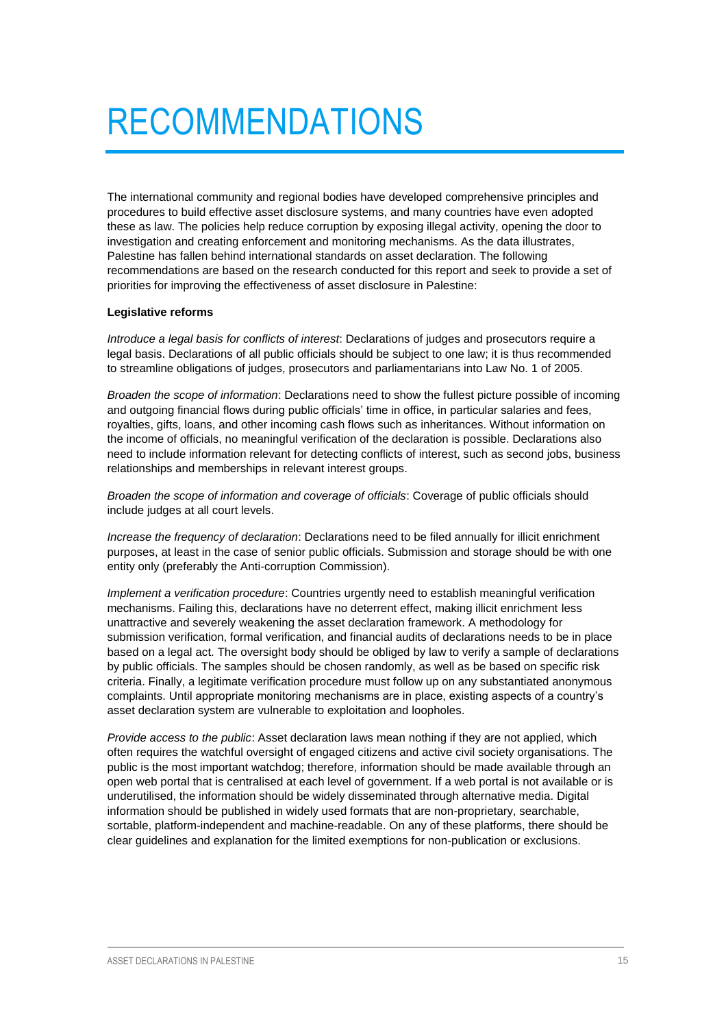# RECOMMENDATIONS

The international community and regional bodies have developed comprehensive principles and procedures to build effective asset disclosure systems, and many countries have even adopted these as law. The policies help reduce corruption by exposing illegal activity, opening the door to investigation and creating enforcement and monitoring mechanisms. As the data illustrates, Palestine has fallen behind international standards on asset declaration. The following recommendations are based on the research conducted for this report and seek to provide a set of priorities for improving the effectiveness of asset disclosure in Palestine:

**Legislative reforms**

*Introduce a legal basis for conflicts of interest*: Declarations of judges and prosecutors require a legal basis. Declarations of all public officials should be subject to one law; it is thus recommended to streamline obligations of judges, prosecutors and parliamentarians into Law No. 1 of 2005.

*Broaden the scope of information*: Declarations need to show the fullest picture possible of incoming and outgoing financial flows during public officials' time in office, in particular salaries and fees, royalties, gifts, loans, and other incoming cash flows such as inheritances. Without information on the income of officials, no meaningful verification of the declaration is possible. Declarations also need to include information relevant for detecting conflicts of interest, such as second jobs, business relationships and memberships in relevant interest groups.

*Broaden the scope of information and coverage of officials*: Coverage of public officials should include judges at all court levels.

*Increase the frequency of declaration*: Declarations need to be filed annually for illicit enrichment purposes, at least in the case of senior public officials. Submission and storage should be with one entity only (preferably the Anti-corruption Commission).

*Implement a verification procedure*: Countries urgently need to establish meaningful verification mechanisms. Failing this, declarations have no deterrent effect, making illicit enrichment less unattractive and severely weakening the asset declaration framework. A methodology for submission verification, formal verification, and financial audits of declarations needs to be in place based on a legal act. The oversight body should be obliged by law to verify a sample of declarations by public officials. The samples should be chosen randomly, as well as be based on specific risk criteria. Finally, a legitimate verification procedure must follow up on any substantiated anonymous complaints. Until appropriate monitoring mechanisms are in place, existing aspects of a country's asset declaration system are vulnerable to exploitation and loopholes.

*Provide access to the public*: Asset declaration laws mean nothing if they are not applied, which often requires the watchful oversight of engaged citizens and active civil society organisations. The public is the most important watchdog; therefore, information should be made available through an open web portal that is centralised at each level of government. If a web portal is not available or is underutilised, the information should be widely disseminated through alternative media. Digital information should be published in widely used formats that are non-proprietary, searchable, sortable, platform-independent and machine-readable. On any of these platforms, there should be clear guidelines and explanation for the limited exemptions for non-publication or exclusions.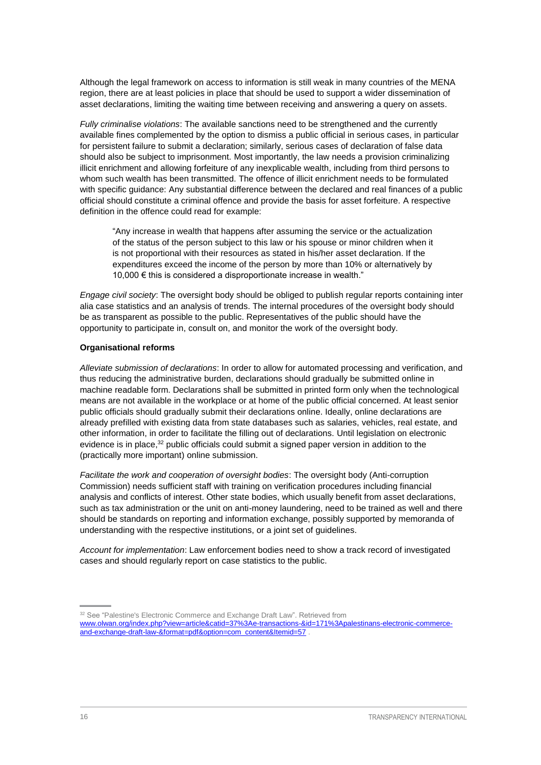Although the legal framework on access to information is still weak in many countries of the MENA region, there are at least policies in place that should be used to support a wider dissemination of asset declarations, limiting the waiting time between receiving and answering a query on assets.

*Fully criminalise violations*: The available sanctions need to be strengthened and the currently available fines complemented by the option to dismiss a public official in serious cases, in particular for persistent failure to submit a declaration; similarly, serious cases of declaration of false data should also be subject to imprisonment. Most importantly, the law needs a provision criminalizing illicit enrichment and allowing forfeiture of any inexplicable wealth, including from third persons to whom such wealth has been transmitted. The offence of illicit enrichment needs to be formulated with specific guidance: Any substantial difference between the declared and real finances of a public official should constitute a criminal offence and provide the basis for asset forfeiture. A respective definition in the offence could read for example:

> "Any increase in wealth that happens after assuming the service or the actualization of the status of the person subject to this law or his spouse or minor children when it is not proportional with their resources as stated in his/her asset declaration. If the expenditures exceed the income of the person by more than 10% or alternatively by 10,000 € this is considered a disproportionate increase in wealth."

*Engage civil society*: The oversight body should be obliged to publish regular reports containing inter alia case statistics and an analysis of trends. The internal procedures of the oversight body should be as transparent as possible to the public. Representatives of the public should have the opportunity to participate in, consult on, and monitor the work of the oversight body.

**Organisational reforms**

*Alleviate submission of declarations*: In order to allow for automated processing and verification, and thus reducing the administrative burden, declarations should gradually be submitted online in machine readable form. Declarations shall be submitted in printed form only when the technological means are not available in the workplace or at home of the public official concerned. At least senior public officials should gradually submit their declarations online. Ideally, online declarations are already prefilled with existing data from state databases such as salaries, vehicles, real estate, and other information, in order to facilitate the filling out of declarations. Until legislation on electronic evidence is in place,[32] public officials could submit a signed paper version in addition to the (practically more important) online submission.

*Facilitate the work and cooperation of oversight bodies*: The oversight body (Anti-corruption Commission) needs sufficient staff with training on verification procedures including financial analysis and conflicts of interest. Other state bodies, which usually benefit from asset declarations, such as tax administration or the unit on anti-money laundering, need to be trained as well and there should be standards on reporting and information exchange, possibly supported by memoranda of understanding with the respective institutions, or a joint set of guidelines.

*Account for implementation*: Law enforcement bodies need to show a track record of investigated cases and should regularly report on case statistics to the public.

[32] See "Palestine's Electronic Commerce and Exchange Draft Law". Retrieved from www.olwan.org/index.php?view=article&catid=37%3Ae-transactions-&id=171%3Apalestinans-electronic-commerce-and-exchange-draft-law-&format=pdf&option=com_content&Itemid=57 .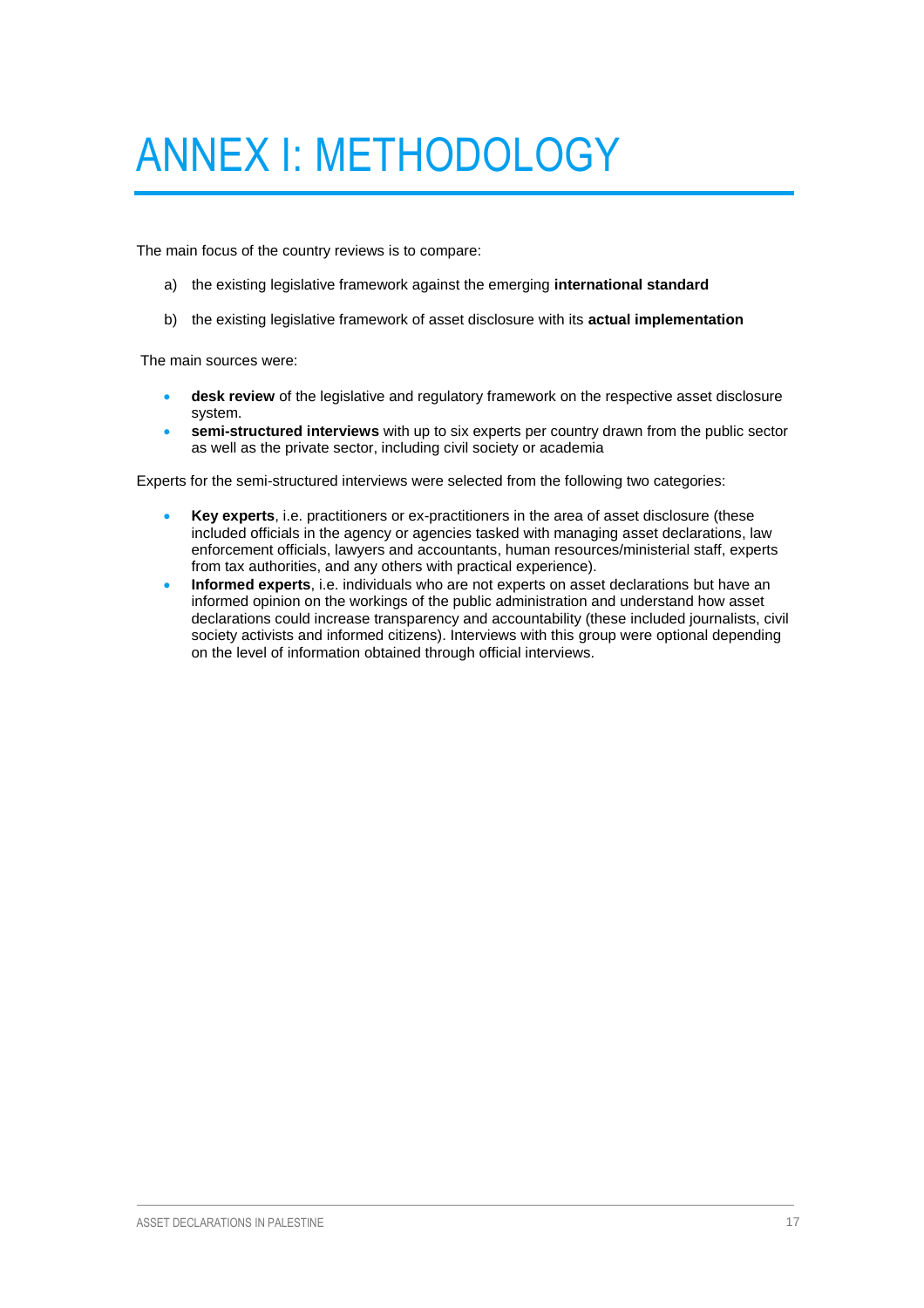# ANNEX I: METHODOLOGY

The main focus of the country reviews is to compare:

a) the existing legislative framework against the emerging **international standard**

b) the existing legislative framework of asset disclosure with its **actual implementation**

The main sources were:

- **desk review** of the legislative and regulatory framework on the respective asset disclosure system.
- **semi-structured interviews** with up to six experts per country drawn from the public sector as well as the private sector, including civil society or academia

Experts for the semi-structured interviews were selected from the following two categories:

- **Key experts**, i.e. practitioners or ex-practitioners in the area of asset disclosure (these included officials in the agency or agencies tasked with managing asset declarations, law enforcement officials, lawyers and accountants, human resources/ministerial staff, experts from tax authorities, and any others with practical experience).
- **Informed experts**, i.e. individuals who are not experts on asset declarations but have an informed opinion on the workings of the public administration and understand how asset declarations could increase transparency and accountability (these included journalists, civil society activists and informed citizens). Interviews with this group were optional depending on the level of information obtained through official interviews.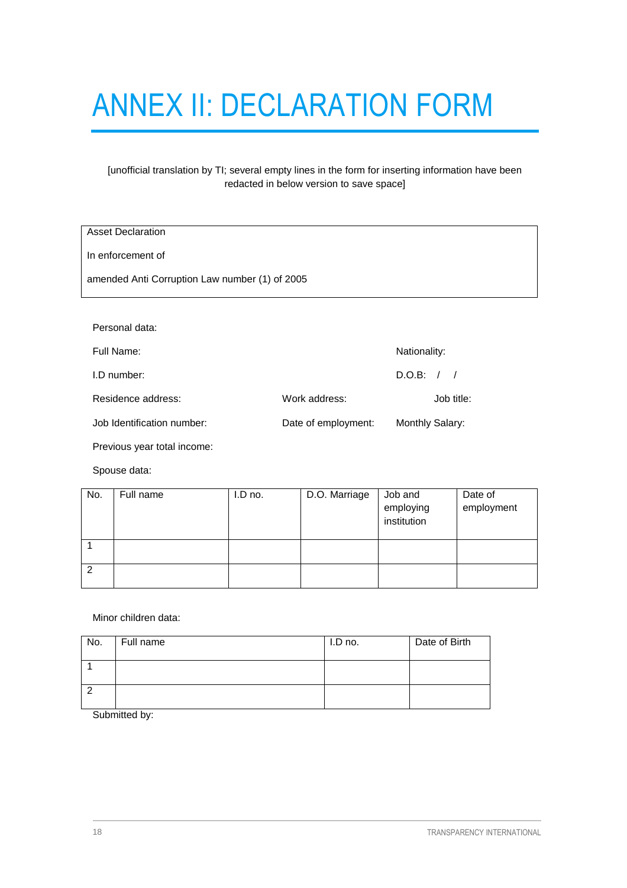# ANNEX II: DECLARATION FORM

[unofficial translation by TI; several empty lines in the form for inserting information have been redacted in below version to save space]

| Asset Declaration |
|---|
| In enforcement of |
| amended Anti Corruption Law number (1) of 2005 |

Personal data:

Full Name: Nationality:

I.D number: D.O.B: / /

Residence address: Work address: Job title:

Job Identification number: Date of employment: Monthly Salary:

Previous year total income:

Spouse data:

| No. | Full name | I.D no. | D.O. Marriage | Job and employing institution | Date of employment |
|---|---|---|---|---|---|
| 1 | | | | | |
| 2 | | | | | |

Minor children data:

| No. | Full name | I.D no. | Date of Birth |
|---|---|---|---|
| 1 | | | |
| 2 | | | |

Submitted by: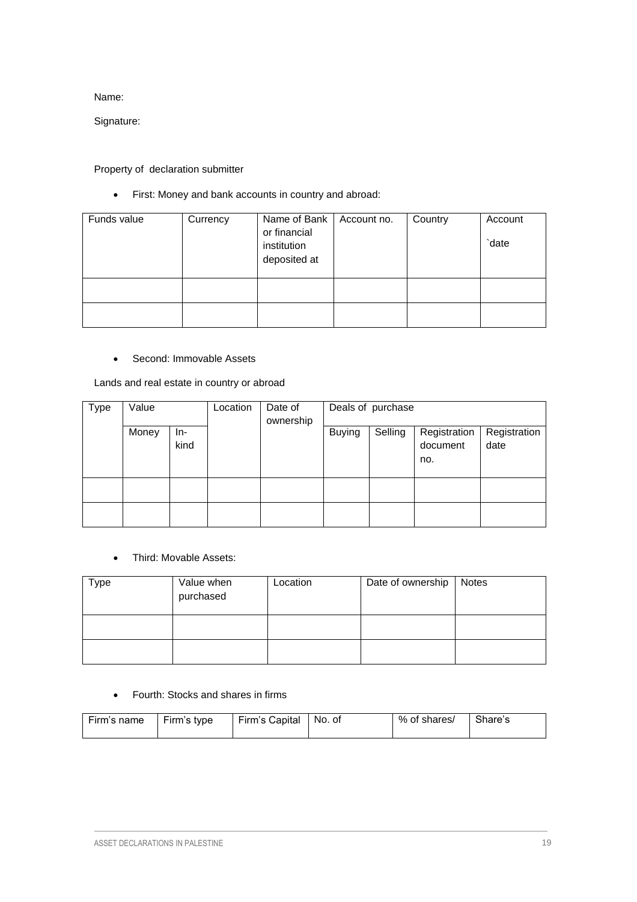Name:

Signature:

Property of declaration submitter

- First: Money and bank accounts in country and abroad:

| Funds value | Currency | Name of Bank or financial institution deposited at | Account no. | Country | Account `date |
|---|---|---|---|---|---|
| | | | | | |
| | | | | | |

- Second: Immovable Assets

Lands and real estate in country or abroad

| Type | Value | | Location | Date of ownership | Deals of purchase | | | |
|---|---|---|---|---|---|---|---|---|
| | Money | In-kind | | | Buying | Selling | Registration document no. | Registration date |
| | | | | | | | | |
| | | | | | | | | |

- Third: Movable Assets:

| Type | Value when purchased | Location | Date of ownership | Notes |
|---|---|---|---|---|
| | | | | |
| | | | | |

- Fourth: Stocks and shares in firms

| Firm's name | Firm's type | Firm's Capital | No. of | % of shares/ | Share's |
|---|---|---|---|---|---|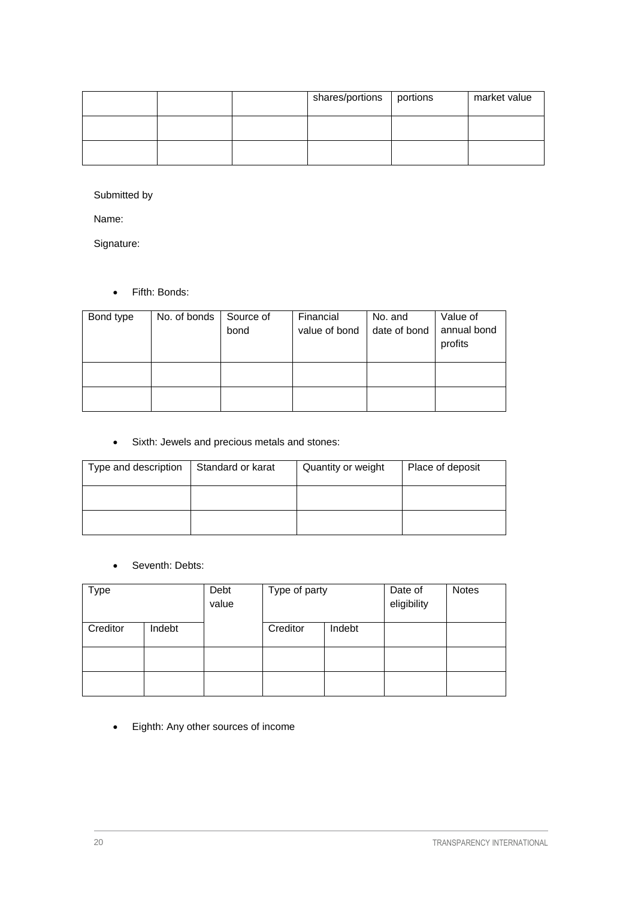| | | | shares/portions | portions | market value |
|---|---|---|---|---|---|
| | | | | | |
| | | | | | |

Submitted by

Name:

Signature:

- Fifth: Bonds:

| Bond type | No. of bonds | Source of bond | Financial value of bond | No. and date of bond | Value of annual bond profits |
|---|---|---|---|---|---|
| | | | | | |
| | | | | | |

- Sixth: Jewels and precious metals and stones:

| Type and description | Standard or karat | Quantity or weight | Place of deposit |
|---|---|---|---|
| | | | |
| | | | |

- Seventh: Debts:

| Type | | Debt value | Type of party | | Date of eligibility | Notes |
|---|---|---|---|---|---|---|
| Creditor | Indebt | | Creditor | Indebt | | |
| | | | | | | |
| | | | | | | |

- Eighth: Any other sources of income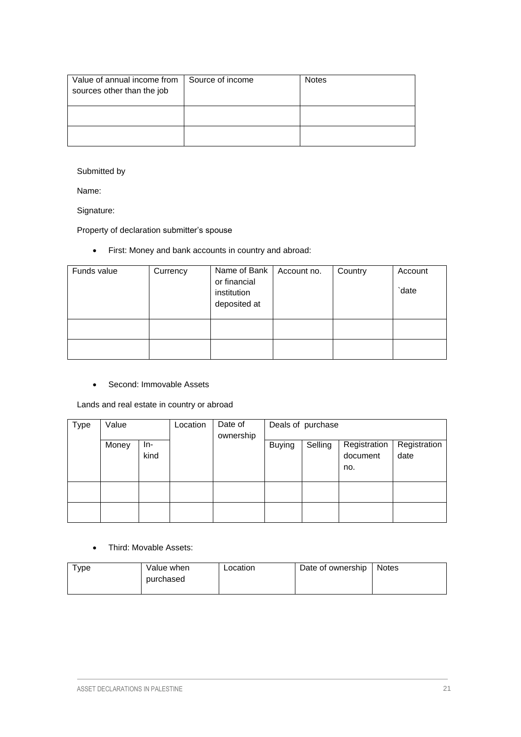| Value of annual income from sources other than the job | Source of income | Notes |
| --- | --- | --- |
| | | |
| | | |

Submitted by

Name:

Signature:

Property of declaration submitter's spouse

- First: Money and bank accounts in country and abroad:

| Funds value | Currency | Name of Bank or financial institution deposited at | Account no. | Country | Account `date |
| --- | --- | --- | --- | --- | --- |
| | | | | | |
| | | | | | |

- Second: Immovable Assets

Lands and real estate in country or abroad

| Type | Value | | Location | Date of ownership | Deals of purchase | | | |
| --- | --- | --- | --- | --- | --- | --- | --- | --- |
| | Money | In-kind | | | Buying | Selling | Registration document no. | Registration date |
| | | | | | | | | |
| | | | | | | | | |

- Third: Movable Assets:

| Type | Value when purchased | Location | Date of ownership | Notes |
| --- | --- | --- | --- | --- |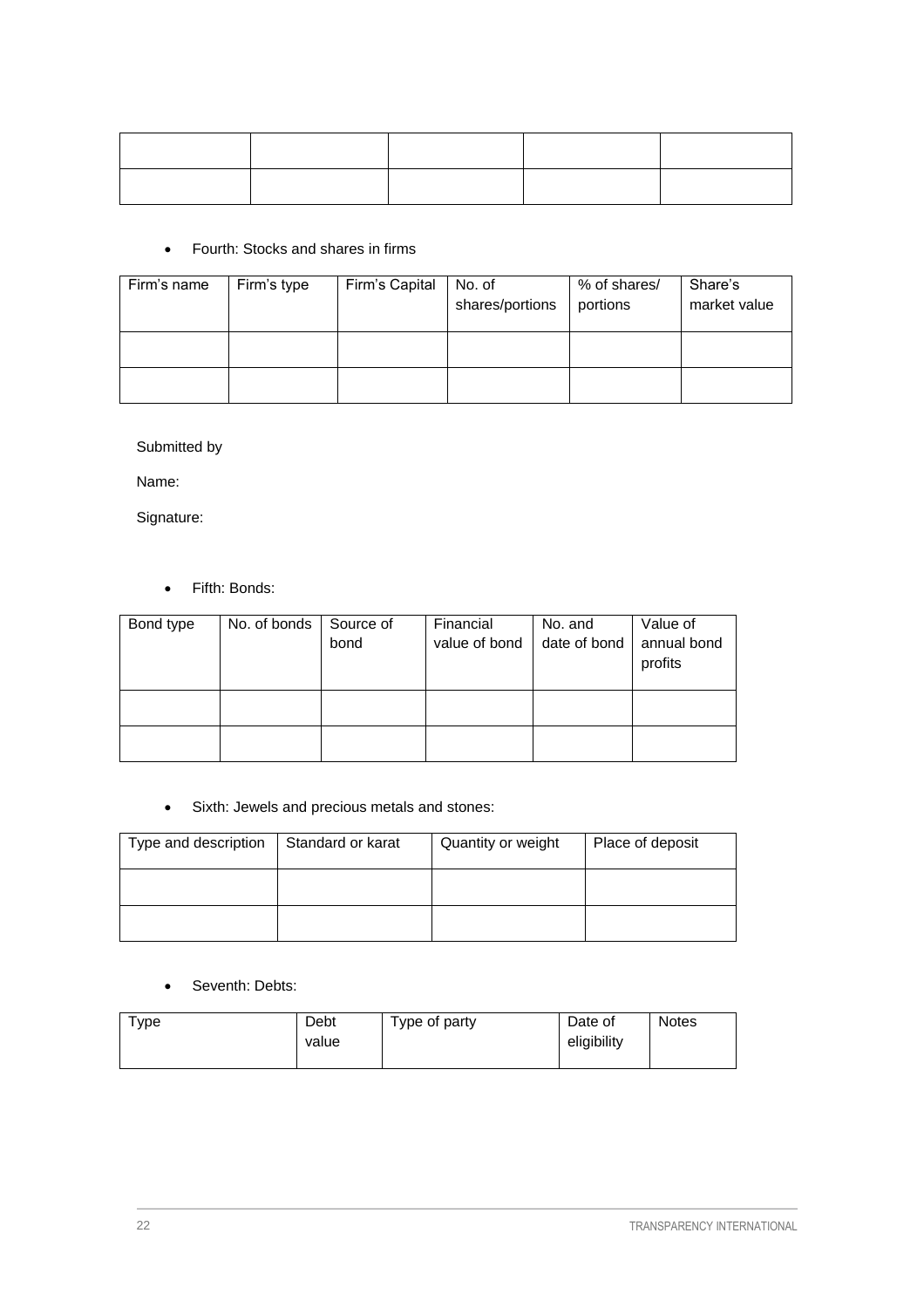|  |  |  |  |  |
|---|---|---|---|---|
|  |  |  |  |  |

- Fourth: Stocks and shares in firms

| Firm's name | Firm's type | Firm's Capital | No. of shares/portions | % of shares/ portions | Share's market value |
|---|---|---|---|---|---|
|  |  |  |  |  |  |
|  |  |  |  |  |  |

Submitted by

Name:

Signature:

- Fifth: Bonds:

| Bond type | No. of bonds | Source of bond | Financial value of bond | No. and date of bond | Value of annual bond profits |
|---|---|---|---|---|---|
|  |  |  |  |  |  |
|  |  |  |  |  |  |

- Sixth: Jewels and precious metals and stones:

| Type and description | Standard or karat | Quantity or weight | Place of deposit |
|---|---|---|---|
|  |  |  |  |
|  |  |  |  |

- Seventh: Debts:

| Type | Debt value | Type of party | Date of eligibility | Notes |
|---|---|---|---|---|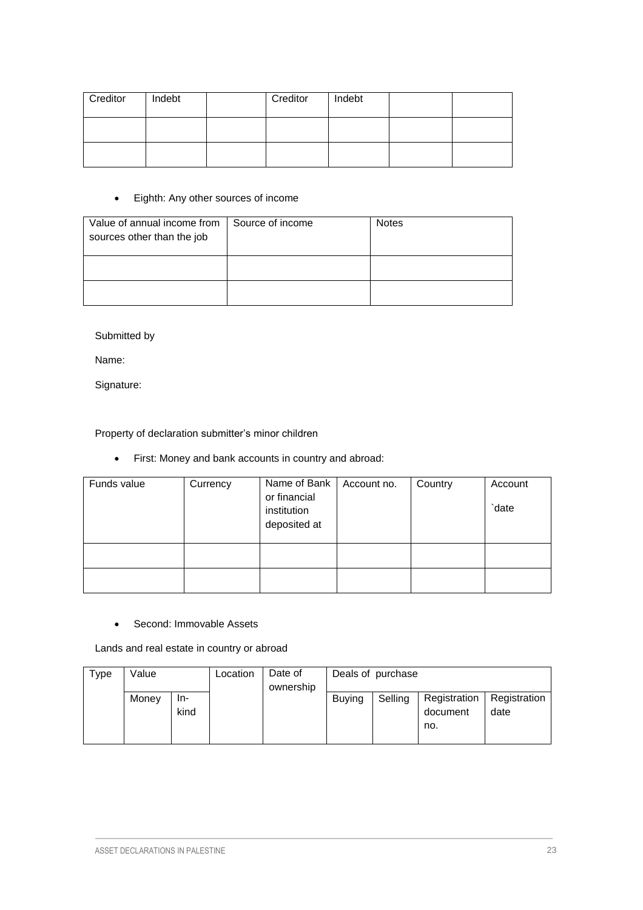| Creditor | Indebt | | Creditor | Indebt | | |
|---|---|---|---|---|---|---|
| | | | | | | |
| | | | | | | |

- Eighth: Any other sources of income

| Value of annual income from sources other than the job | Source of income | Notes |
|---|---|---|
| | | |
| | | |

Submitted by

Name:

Signature:

Property of declaration submitter's minor children

- First: Money and bank accounts in country and abroad:

| Funds value | Currency | Name of Bank or financial institution deposited at | Account no. | Country | Account `date |
|---|---|---|---|---|---|
| | | | | | |
| | | | | | |

- Second: Immovable Assets

Lands and real estate in country or abroad

| Type | Value | | Location | Date of ownership | Deals of purchase | | | |
|---|---|---|---|---|---|---|---|---|
| | Money | In-kind | | | Buying | Selling | Registration document no. | Registration date |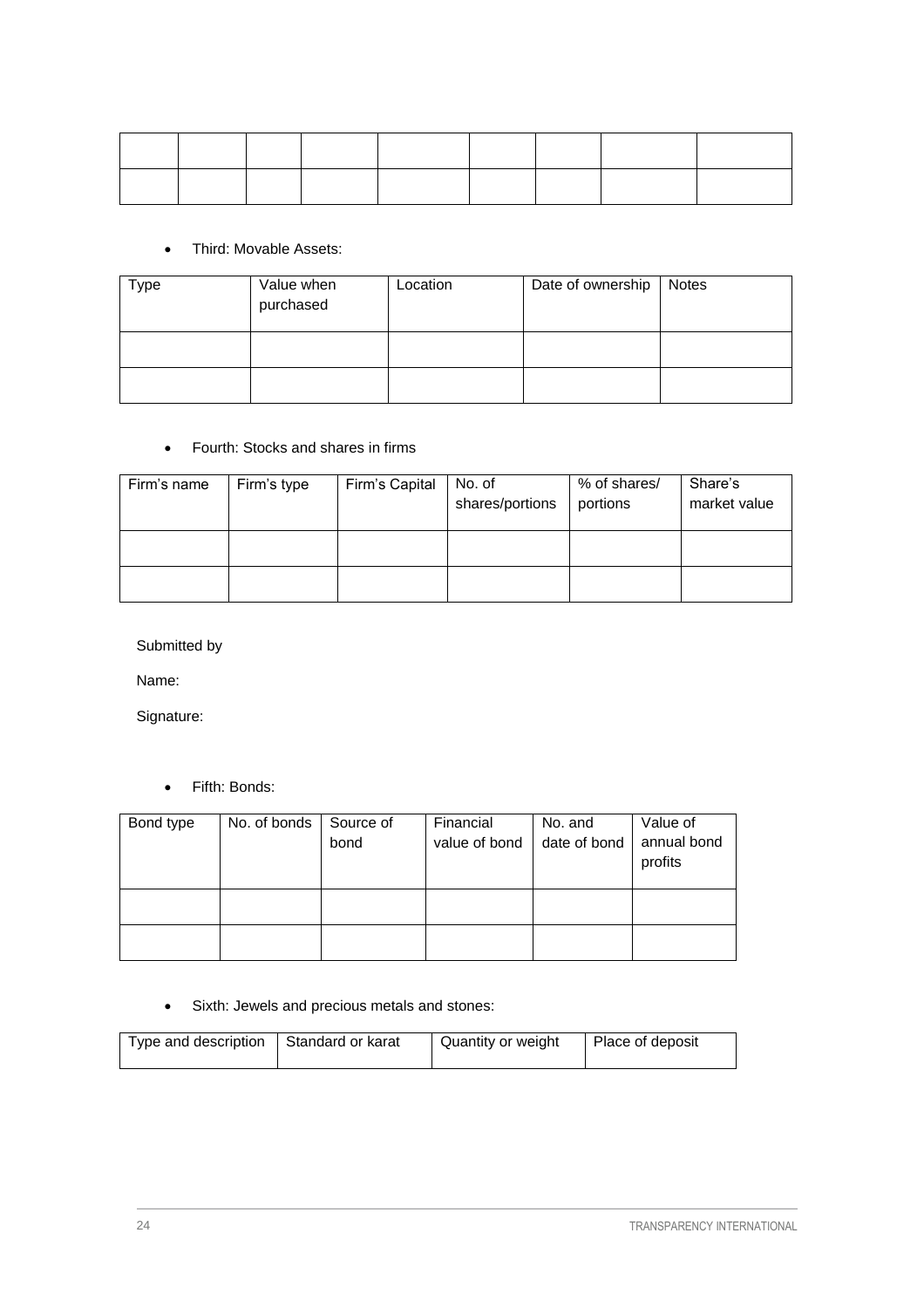| | | | | | | | | |
|---|---|---|---|---|---|---|---|---|
| | | | | | | | | |
| | | | | | | | | |

- Third: Movable Assets:

| Type | Value when purchased | Location | Date of ownership | Notes |
|---|---|---|---|---|
| | | | | |
| | | | | |

- Fourth: Stocks and shares in firms

| Firm's name | Firm's type | Firm's Capital | No. of shares/portions | % of shares/ portions | Share's market value |
|---|---|---|---|---|---|
| | | | | | |
| | | | | | |

Submitted by

Name:

Signature:

- Fifth: Bonds:

| Bond type | No. of bonds | Source of bond | Financial value of bond | No. and date of bond | Value of annual bond profits |
|---|---|---|---|---|---|
| | | | | | |
| | | | | | |

- Sixth: Jewels and precious metals and stones:

| Type and description | Standard or karat | Quantity or weight | Place of deposit |
|---|---|---|---|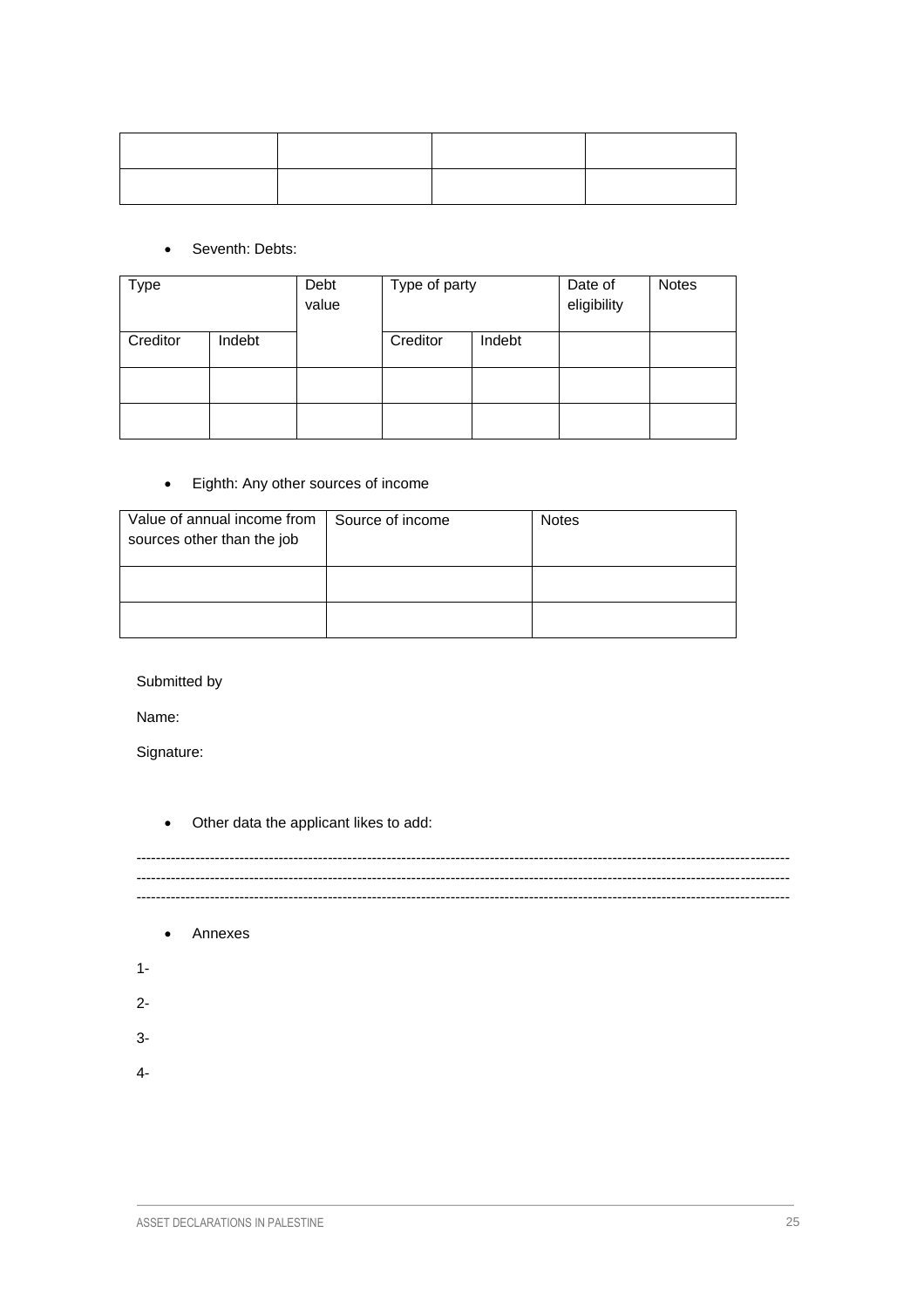| | | | |
|---|---|---|---|
| | | | |
| | | | |

- Seventh: Debts:

| Type | | Debt value | Type of party | | Date of eligibility | Notes |
|---|---|---|---|---|---|---|
| Creditor | Indebt | | Creditor | Indebt | | |
| | | | | | | |
| | | | | | | |

- Eighth: Any other sources of income

| Value of annual income from sources other than the job | Source of income | Notes |
|---|---|---|
| | | |
| | | |

Submitted by

Name:

Signature:

- Other data the applicant likes to add:

--------------------------------------------------------------------------------------------------------------------------------
--------------------------------------------------------------------------------------------------------------------------------
--------------------------------------------------------------------------------------------------------------------------------

- Annexes

1-

2-

3-

4-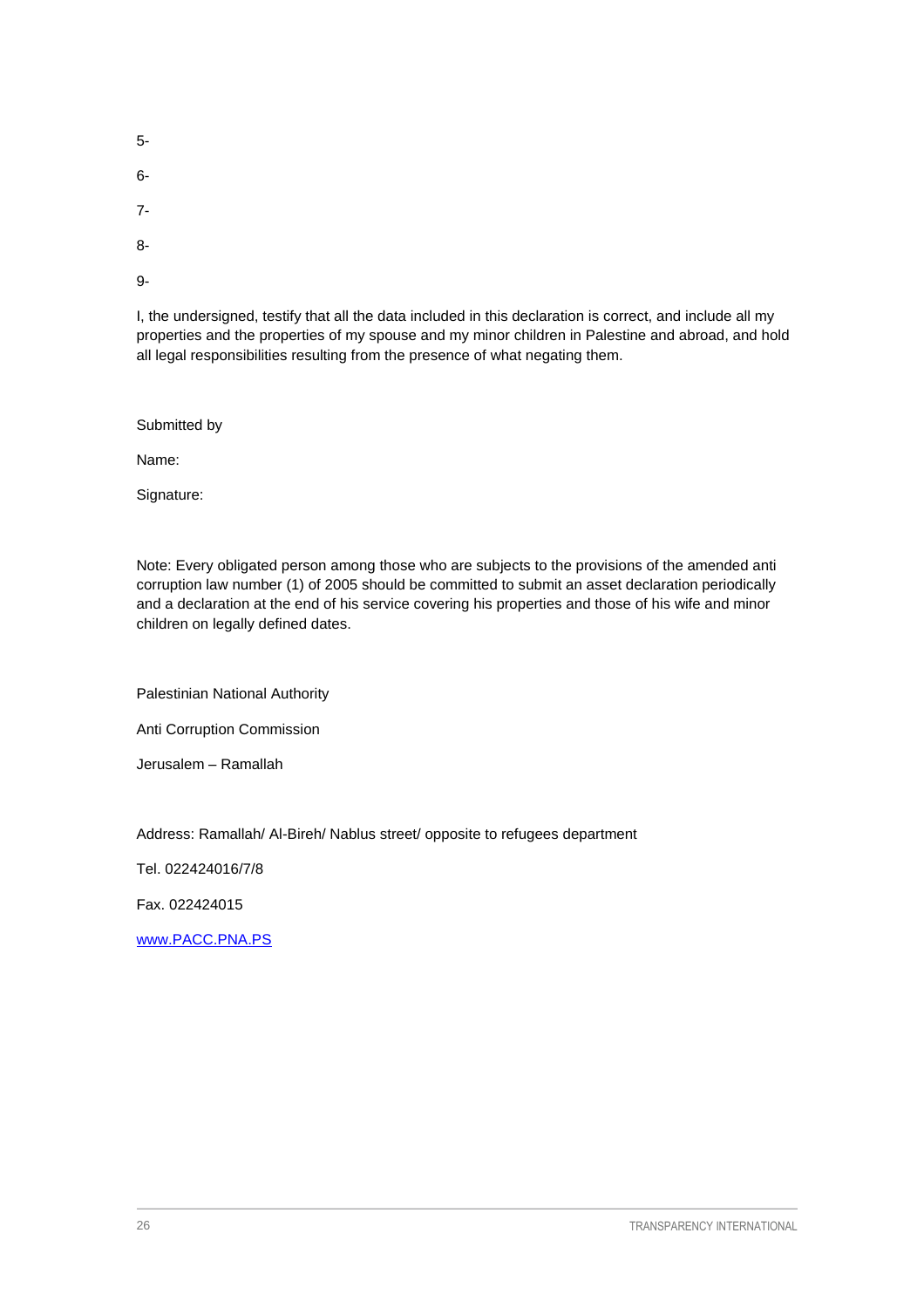5-

6-

7-

8-

9-

I, the undersigned, testify that all the data included in this declaration is correct, and include all my properties and the properties of my spouse and my minor children in Palestine and abroad, and hold all legal responsibilities resulting from the presence of what negating them.

Submitted by

Name:

Signature:

Note: Every obligated person among those who are subjects to the provisions of the amended anti corruption law number (1) of 2005 should be committed to submit an asset declaration periodically and a declaration at the end of his service covering his properties and those of his wife and minor children on legally defined dates.

Palestinian National Authority

Anti Corruption Commission

Jerusalem – Ramallah

Address: Ramallah/ Al-Bireh/ Nablus street/ opposite to refugees department

Tel. 022424016/7/8

Fax. 022424015

www.PACC.PNA.PS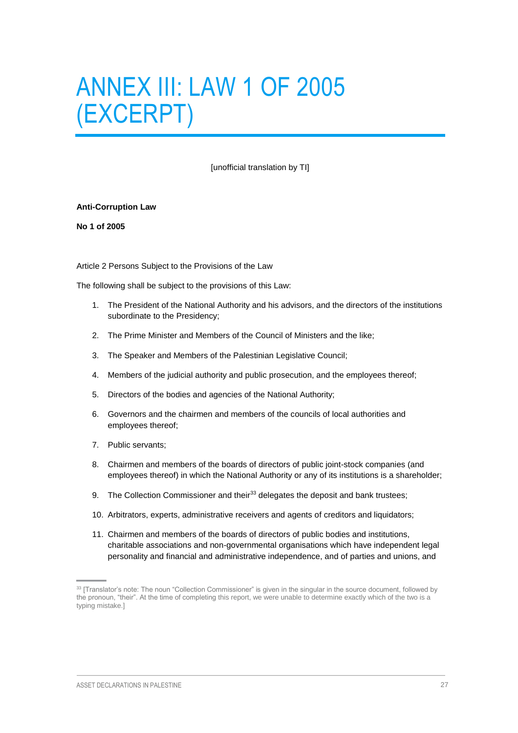# ANNEX III: LAW 1 OF 2005 (EXCERPT)

[unofficial translation by TI]

**Anti-Corruption Law**

**No 1 of 2005**

Article 2 Persons Subject to the Provisions of the Law

The following shall be subject to the provisions of this Law:

1. The President of the National Authority and his advisors, and the directors of the institutions subordinate to the Presidency;
2. The Prime Minister and Members of the Council of Ministers and the like;
3. The Speaker and Members of the Palestinian Legislative Council;
4. Members of the judicial authority and public prosecution, and the employees thereof;
5. Directors of the bodies and agencies of the National Authority;
6. Governors and the chairmen and members of the councils of local authorities and employees thereof;
7. Public servants;
8. Chairmen and members of the boards of directors of public joint-stock companies (and employees thereof) in which the National Authority or any of its institutions is a shareholder;
9. The Collection Commissioner and their[33] delegates the deposit and bank trustees;
10. Arbitrators, experts, administrative receivers and agents of creditors and liquidators;
11. Chairmen and members of the boards of directors of public bodies and institutions, charitable associations and non-governmental organisations which have independent legal personality and financial and administrative independence, and of parties and unions, and

[33] [Translator's note: The noun "Collection Commissioner" is given in the singular in the source document, followed by the pronoun, "their". At the time of completing this report, we were unable to determine exactly which of the two is a typing mistake.]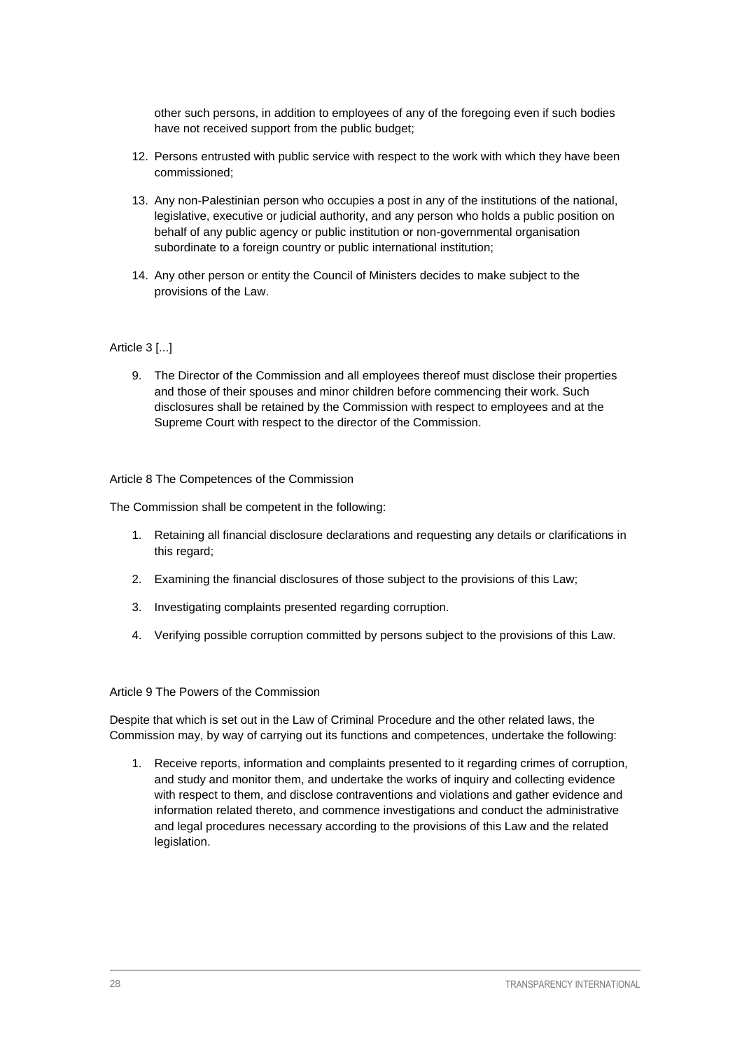other such persons, in addition to employees of any of the foregoing even if such bodies have not received support from the public budget;

12. Persons entrusted with public service with respect to the work with which they have been commissioned;
13. Any non-Palestinian person who occupies a post in any of the institutions of the national, legislative, executive or judicial authority, and any person who holds a public position on behalf of any public agency or public institution or non-governmental organisation subordinate to a foreign country or public international institution;
14. Any other person or entity the Council of Ministers decides to make subject to the provisions of the Law.

Article 3 [...]

9. The Director of the Commission and all employees thereof must disclose their properties and those of their spouses and minor children before commencing their work. Such disclosures shall be retained by the Commission with respect to employees and at the Supreme Court with respect to the director of the Commission.

Article 8 The Competences of the Commission

The Commission shall be competent in the following:

1. Retaining all financial disclosure declarations and requesting any details or clarifications in this regard;
2. Examining the financial disclosures of those subject to the provisions of this Law;
3. Investigating complaints presented regarding corruption.
4. Verifying possible corruption committed by persons subject to the provisions of this Law.

Article 9 The Powers of the Commission

Despite that which is set out in the Law of Criminal Procedure and the other related laws, the Commission may, by way of carrying out its functions and competences, undertake the following:

1. Receive reports, information and complaints presented to it regarding crimes of corruption, and study and monitor them, and undertake the works of inquiry and collecting evidence with respect to them, and disclose contraventions and violations and gather evidence and information related thereto, and commence investigations and conduct the administrative and legal procedures necessary according to the provisions of this Law and the related legislation.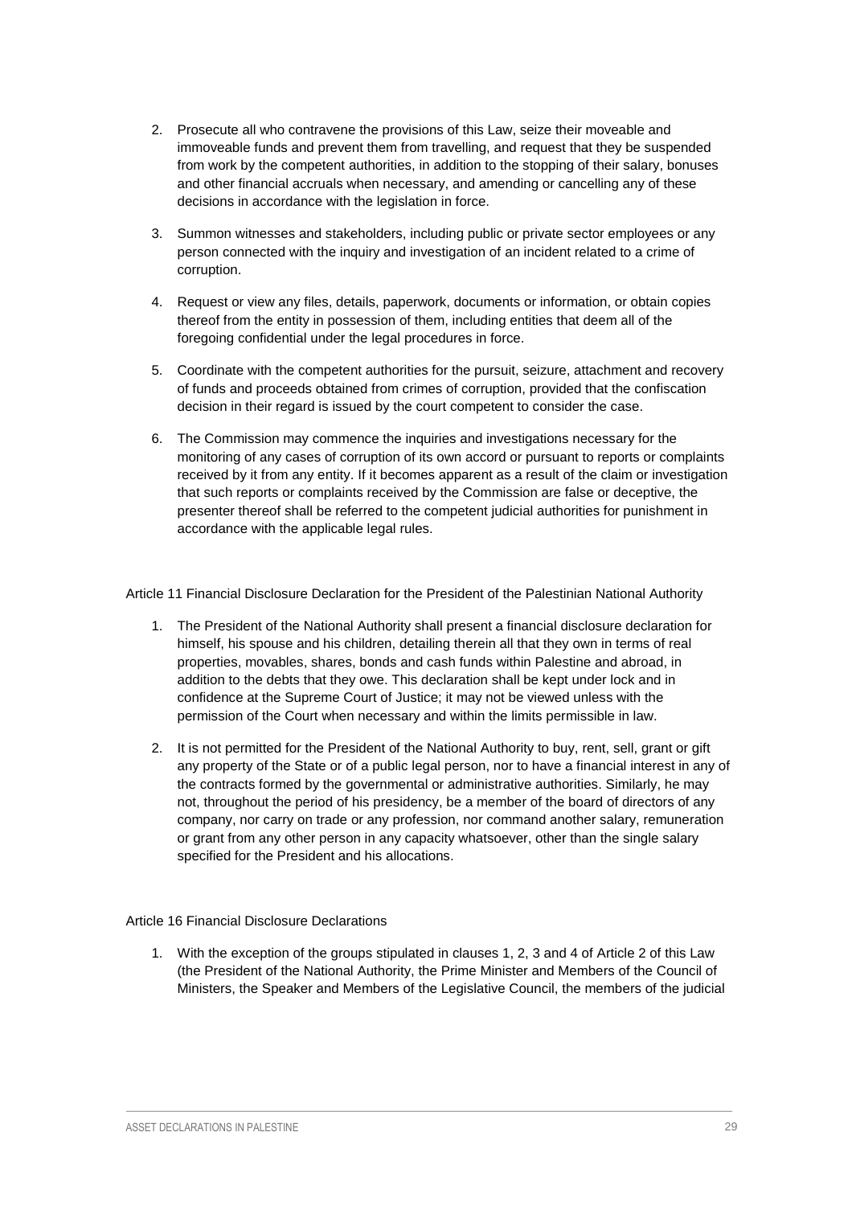2. Prosecute all who contravene the provisions of this Law, seize their moveable and immoveable funds and prevent them from travelling, and request that they be suspended from work by the competent authorities, in addition to the stopping of their salary, bonuses and other financial accruals when necessary, and amending or cancelling any of these decisions in accordance with the legislation in force.

3. Summon witnesses and stakeholders, including public or private sector employees or any person connected with the inquiry and investigation of an incident related to a crime of corruption.

4. Request or view any files, details, paperwork, documents or information, or obtain copies thereof from the entity in possession of them, including entities that deem all of the foregoing confidential under the legal procedures in force.

5. Coordinate with the competent authorities for the pursuit, seizure, attachment and recovery of funds and proceeds obtained from crimes of corruption, provided that the confiscation decision in their regard is issued by the court competent to consider the case.

6. The Commission may commence the inquiries and investigations necessary for the monitoring of any cases of corruption of its own accord or pursuant to reports or complaints received by it from any entity. If it becomes apparent as a result of the claim or investigation that such reports or complaints received by the Commission are false or deceptive, the presenter thereof shall be referred to the competent judicial authorities for punishment in accordance with the applicable legal rules.

Article 11 Financial Disclosure Declaration for the President of the Palestinian National Authority

1. The President of the National Authority shall present a financial disclosure declaration for himself, his spouse and his children, detailing therein all that they own in terms of real properties, movables, shares, bonds and cash funds within Palestine and abroad, in addition to the debts that they owe. This declaration shall be kept under lock and in confidence at the Supreme Court of Justice; it may not be viewed unless with the permission of the Court when necessary and within the limits permissible in law.

2. It is not permitted for the President of the National Authority to buy, rent, sell, grant or gift any property of the State or of a public legal person, nor to have a financial interest in any of the contracts formed by the governmental or administrative authorities. Similarly, he may not, throughout the period of his presidency, be a member of the board of directors of any company, nor carry on trade or any profession, nor command another salary, remuneration or grant from any other person in any capacity whatsoever, other than the single salary specified for the President and his allocations.

Article 16 Financial Disclosure Declarations

1. With the exception of the groups stipulated in clauses 1, 2, 3 and 4 of Article 2 of this Law (the President of the National Authority, the Prime Minister and Members of the Council of Ministers, the Speaker and Members of the Legislative Council, the members of the judicial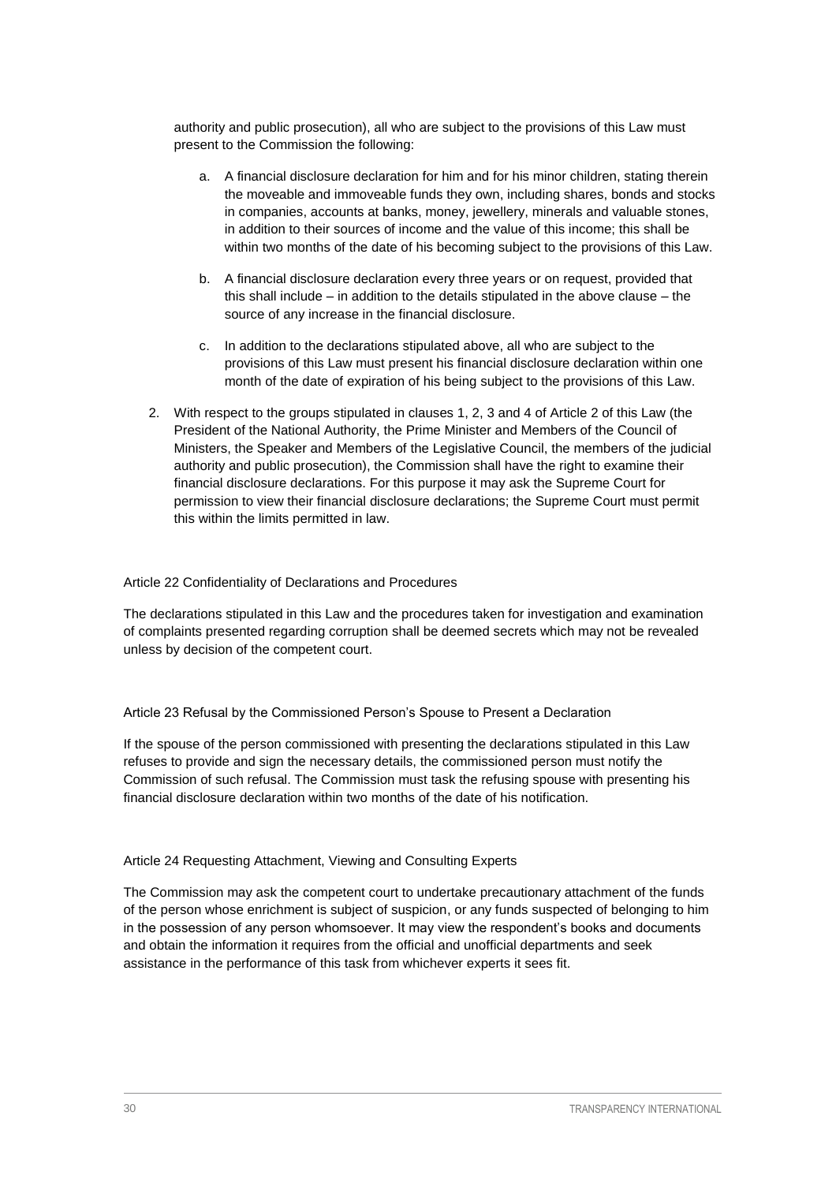authority and public prosecution), all who are subject to the provisions of this Law must present to the Commission the following:

a. A financial disclosure declaration for him and for his minor children, stating therein the moveable and immoveable funds they own, including shares, bonds and stocks in companies, accounts at banks, money, jewellery, minerals and valuable stones, in addition to their sources of income and the value of this income; this shall be within two months of the date of his becoming subject to the provisions of this Law.

b. A financial disclosure declaration every three years or on request, provided that this shall include – in addition to the details stipulated in the above clause – the source of any increase in the financial disclosure.

c. In addition to the declarations stipulated above, all who are subject to the provisions of this Law must present his financial disclosure declaration within one month of the date of expiration of his being subject to the provisions of this Law.

2. With respect to the groups stipulated in clauses 1, 2, 3 and 4 of Article 2 of this Law (the President of the National Authority, the Prime Minister and Members of the Council of Ministers, the Speaker and Members of the Legislative Council, the members of the judicial authority and public prosecution), the Commission shall have the right to examine their financial disclosure declarations. For this purpose it may ask the Supreme Court for permission to view their financial disclosure declarations; the Supreme Court must permit this within the limits permitted in law.

### Article 22 Confidentiality of Declarations and Procedures

The declarations stipulated in this Law and the procedures taken for investigation and examination of complaints presented regarding corruption shall be deemed secrets which may not be revealed unless by decision of the competent court.

### Article 23 Refusal by the Commissioned Person's Spouse to Present a Declaration

If the spouse of the person commissioned with presenting the declarations stipulated in this Law refuses to provide and sign the necessary details, the commissioned person must notify the Commission of such refusal. The Commission must task the refusing spouse with presenting his financial disclosure declaration within two months of the date of his notification.

### Article 24 Requesting Attachment, Viewing and Consulting Experts

The Commission may ask the competent court to undertake precautionary attachment of the funds of the person whose enrichment is subject of suspicion, or any funds suspected of belonging to him in the possession of any person whomsoever. It may view the respondent's books and documents and obtain the information it requires from the official and unofficial departments and seek assistance in the performance of this task from whichever experts it sees fit.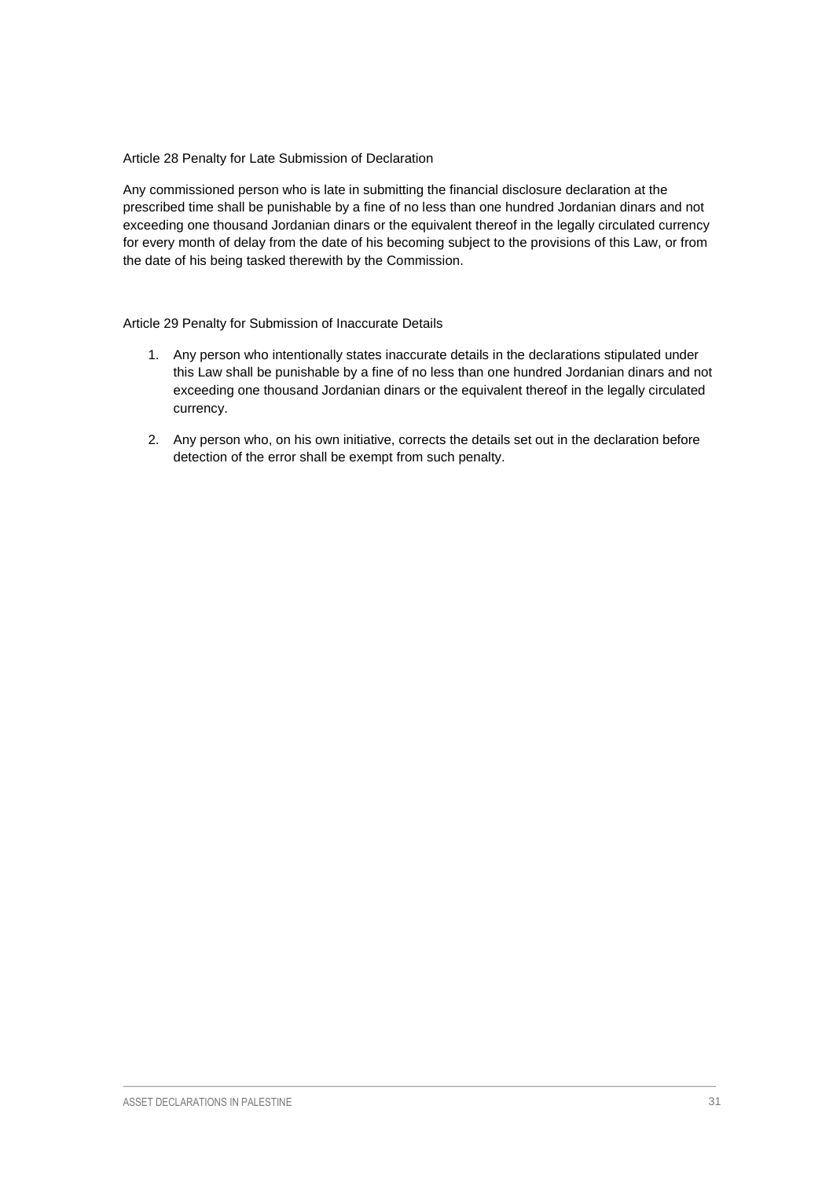Article 28 Penalty for Late Submission of Declaration

Any commissioned person who is late in submitting the financial disclosure declaration at the prescribed time shall be punishable by a fine of no less than one hundred Jordanian dinars and not exceeding one thousand Jordanian dinars or the equivalent thereof in the legally circulated currency for every month of delay from the date of his becoming subject to the provisions of this Law, or from the date of his being tasked therewith by the Commission.

Article 29 Penalty for Submission of Inaccurate Details

1. Any person who intentionally states inaccurate details in the declarations stipulated under this Law shall be punishable by a fine of no less than one hundred Jordanian dinars and not exceeding one thousand Jordanian dinars or the equivalent thereof in the legally circulated currency.
2. Any person who, on his own initiative, corrects the details set out in the declaration before detection of the error shall be exempt from such penalty.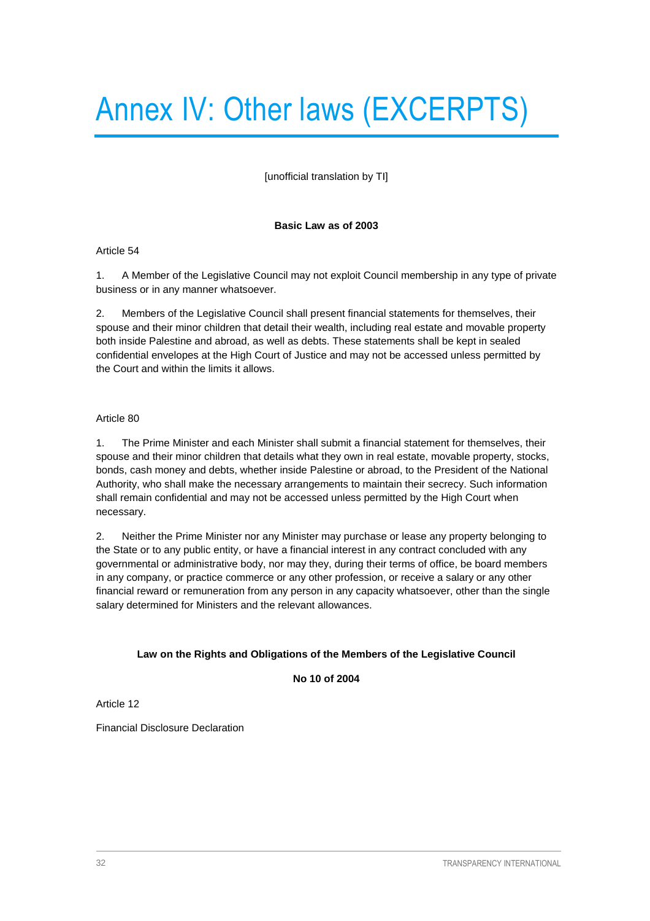# Annex IV: Other laws (EXCERPTS)

[unofficial translation by TI]

**Basic Law as of 2003**

Article 54

1. A Member of the Legislative Council may not exploit Council membership in any type of private business or in any manner whatsoever.

2. Members of the Legislative Council shall present financial statements for themselves, their spouse and their minor children that detail their wealth, including real estate and movable property both inside Palestine and abroad, as well as debts. These statements shall be kept in sealed confidential envelopes at the High Court of Justice and may not be accessed unless permitted by the Court and within the limits it allows.

Article 80

1. The Prime Minister and each Minister shall submit a financial statement for themselves, their spouse and their minor children that details what they own in real estate, movable property, stocks, bonds, cash money and debts, whether inside Palestine or abroad, to the President of the National Authority, who shall make the necessary arrangements to maintain their secrecy. Such information shall remain confidential and may not be accessed unless permitted by the High Court when necessary.

2. Neither the Prime Minister nor any Minister may purchase or lease any property belonging to the State or to any public entity, or have a financial interest in any contract concluded with any governmental or administrative body, nor may they, during their terms of office, be board members in any company, or practice commerce or any other profession, or receive a salary or any other financial reward or remuneration from any person in any capacity whatsoever, other than the single salary determined for Ministers and the relevant allowances.

**Law on the Rights and Obligations of the Members of the Legislative Council**

**No 10 of 2004**

Article 12

Financial Disclosure Declaration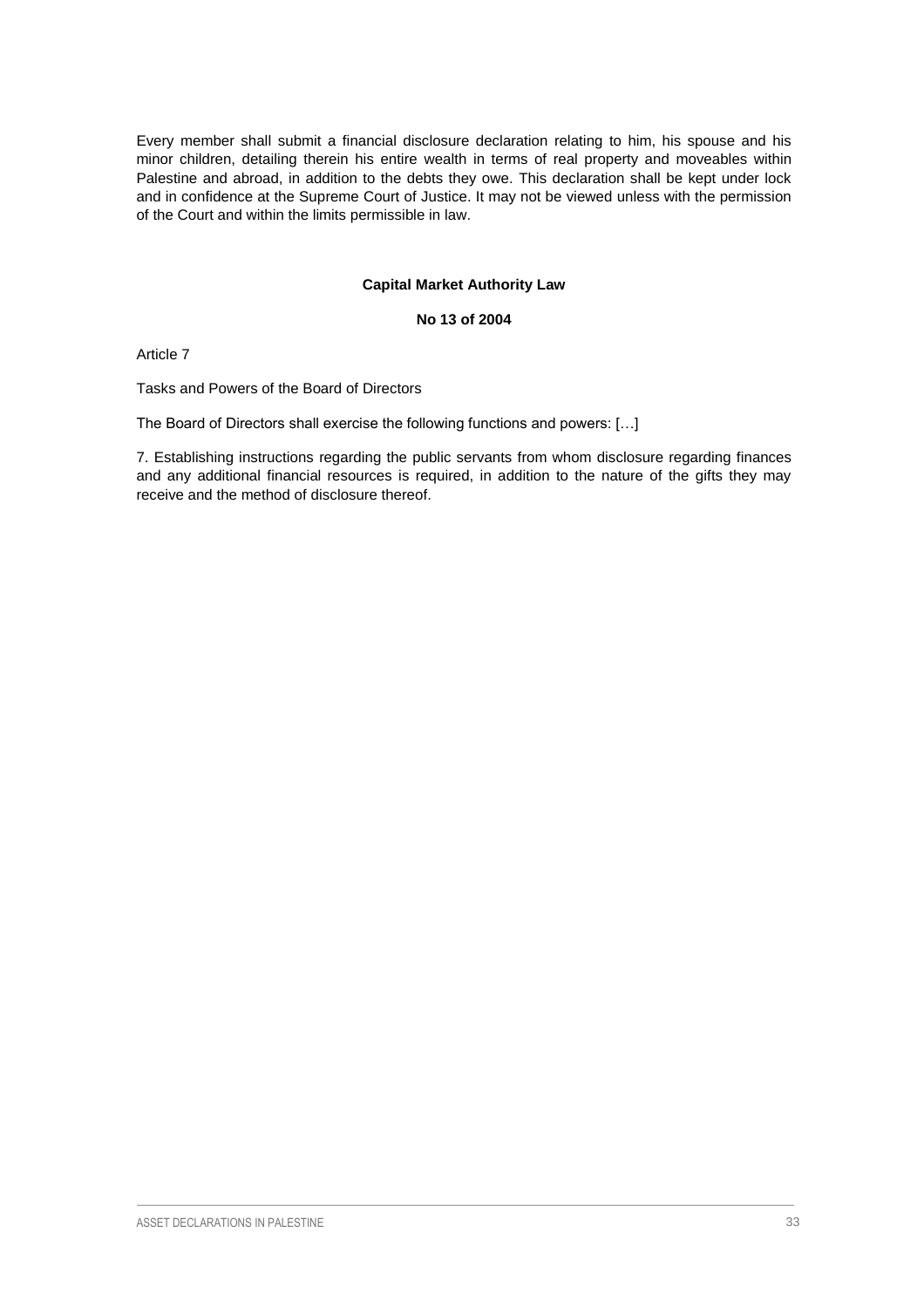Every member shall submit a financial disclosure declaration relating to him, his spouse and his minor children, detailing therein his entire wealth in terms of real property and moveables within Palestine and abroad, in addition to the debts they owe. This declaration shall be kept under lock and in confidence at the Supreme Court of Justice. It may not be viewed unless with the permission of the Court and within the limits permissible in law.

**Capital Market Authority Law**

**No 13 of 2004**

Article 7

Tasks and Powers of the Board of Directors

The Board of Directors shall exercise the following functions and powers: […]

7. Establishing instructions regarding the public servants from whom disclosure regarding finances and any additional financial resources is required, in addition to the nature of the gifts they may receive and the method of disclosure thereof.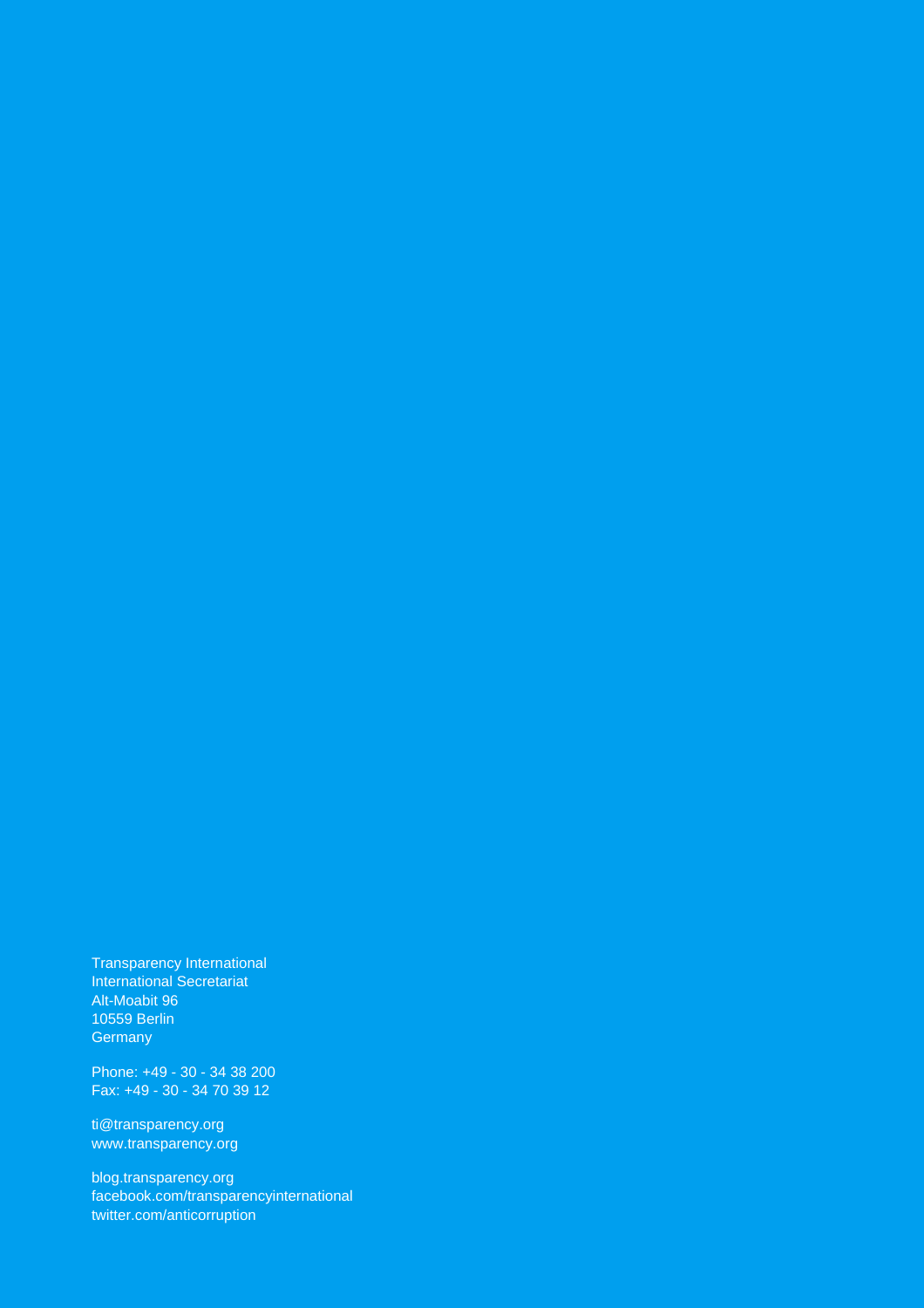Transparency International
International Secretariat
Alt-Moabit 96
10559 Berlin
Germany

Phone: +49 - 30 - 34 38 200
Fax: +49 - 30 - 34 70 39 12

ti@transparency.org
www.transparency.org

blog.transparency.org
facebook.com/transparencyinternational
twitter.com/anticorruption